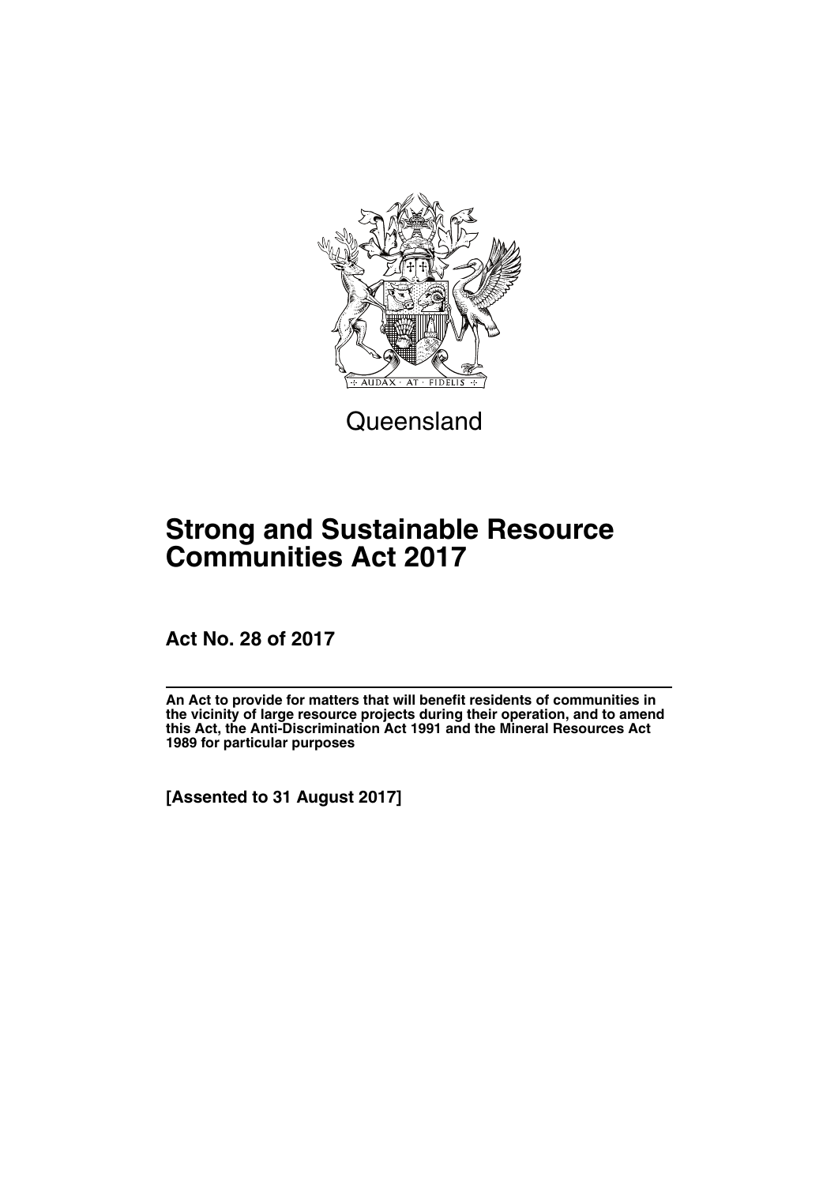Queensland

# Strong and Sustainable Resource Communities Act 2017

**Act No. 28 of 2017**

**An Act to provide for matters that will benefit residents of communities in the vicinity of large resource projects during their operation, and to amend this Act, the Anti-Discrimination Act 1991 and the Mineral Resources Act 1989 for particular purposes**

**[Assented to 31 August 2017]**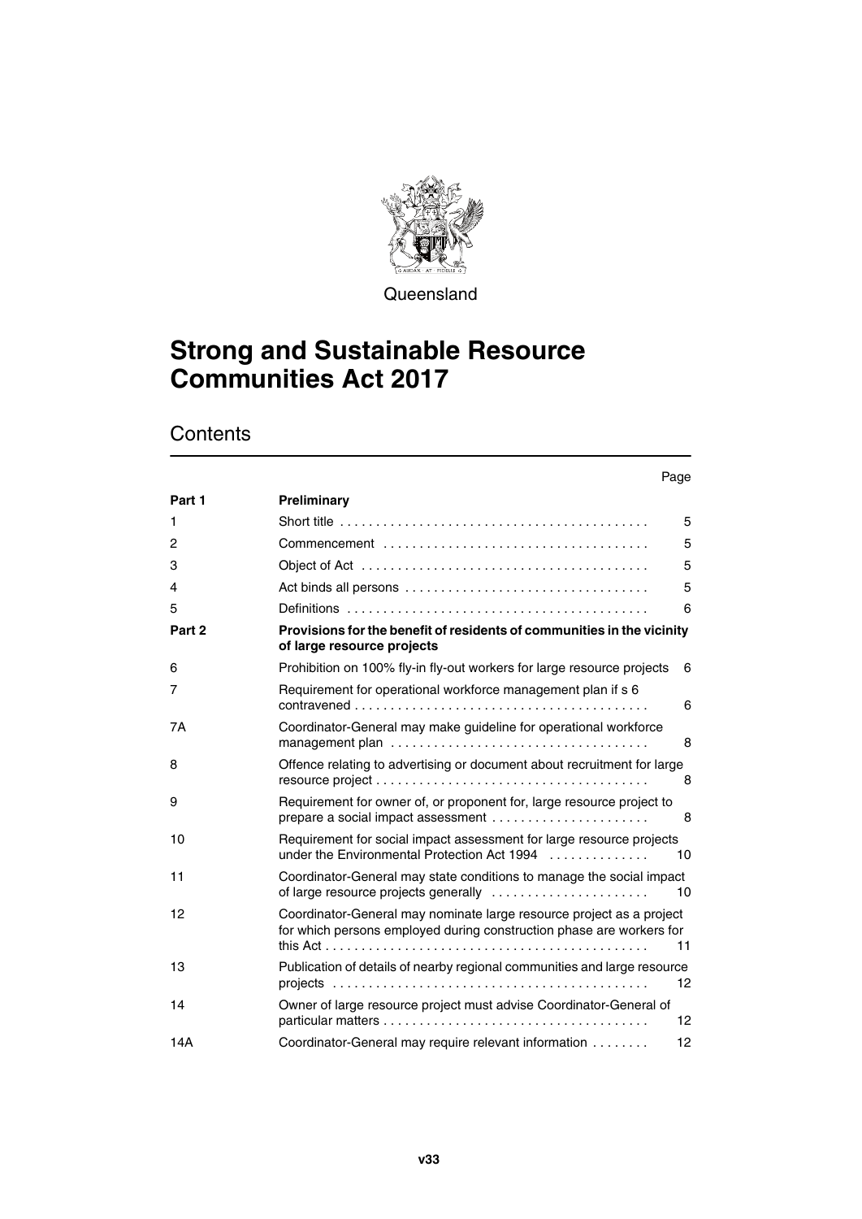Queensland

# Strong and Sustainable Resource Communities Act 2017

## Contents

| | | Page |
|---|---|---|
| **Part 1** | **Preliminary** | |
| 1 | Short title | 5 |
| 2 | Commencement | 5 |
| 3 | Object of Act | 5 |
| 4 | Act binds all persons | 5 |
| 5 | Definitions | 6 |
| **Part 2** | **Provisions for the benefit of residents of communities in the vicinity of large resource projects** | |
| 6 | Prohibition on 100% fly-in fly-out workers for large resource projects | 6 |
| 7 | Requirement for operational workforce management plan if s 6 contravened | 6 |
| 7A | Coordinator-General may make guideline for operational workforce management plan | 8 |
| 8 | Offence relating to advertising or document about recruitment for large resource project | 8 |
| 9 | Requirement for owner of, or proponent for, large resource project to prepare a social impact assessment | 8 |
| 10 | Requirement for social impact assessment for large resource projects under the Environmental Protection Act 1994 | 10 |
| 11 | Coordinator-General may state conditions to manage the social impact of large resource projects generally | 10 |
| 12 | Coordinator-General may nominate large resource project as a project for which persons employed during construction phase are workers for this Act | 11 |
| 13 | Publication of details of nearby regional communities and large resource projects | 12 |
| 14 | Owner of large resource project must advise Coordinator-General of particular matters | 12 |
| 14A | Coordinator-General may require relevant information | 12 |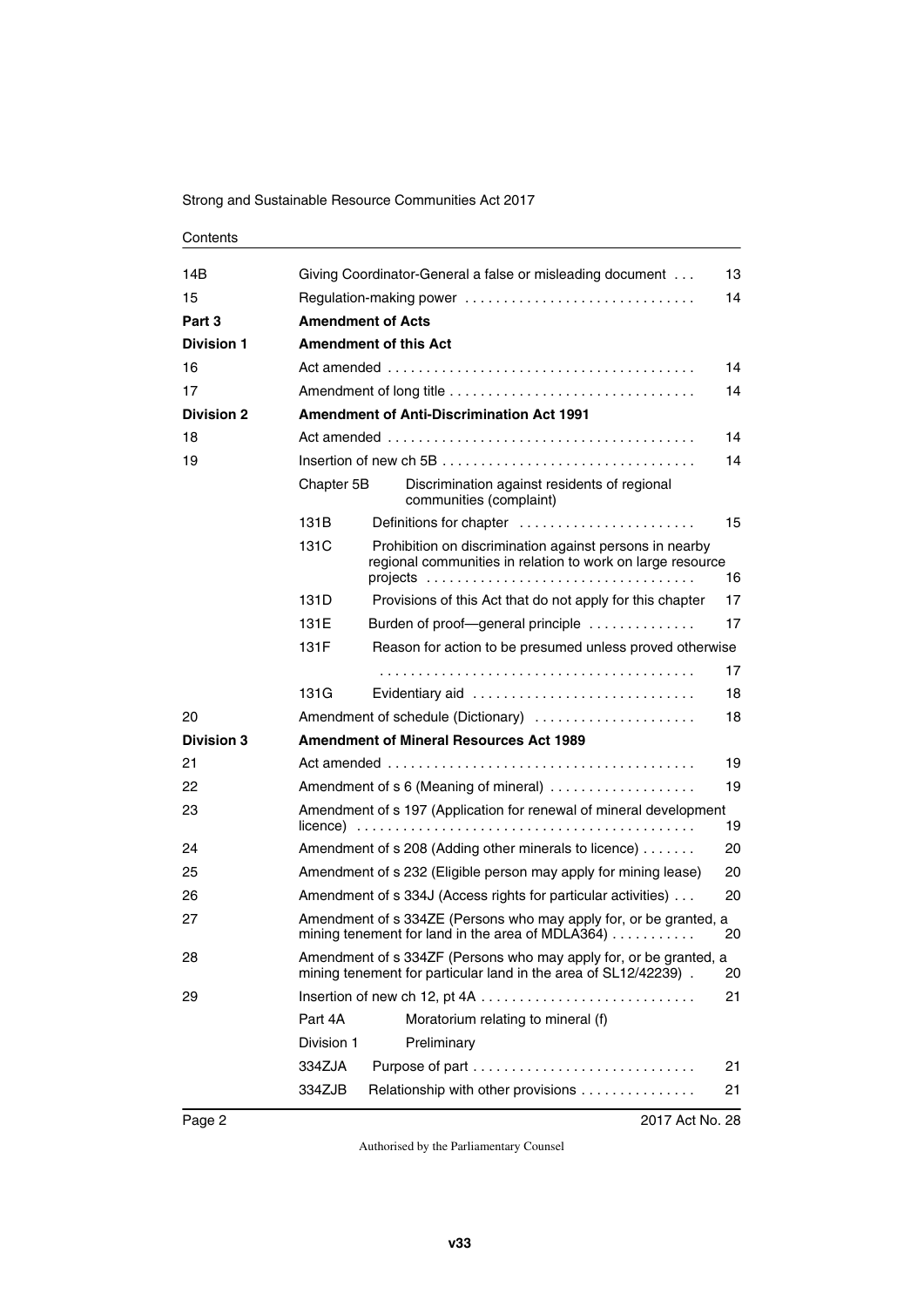| | | |
|---|---|---|
| 14B | Giving Coordinator-General a false or misleading document | 13 |
| 15 | Regulation-making power | 14 |
| **Part 3** | **Amendment of Acts** | |
| **Division 1** | **Amendment of this Act** | |
| 16 | Act amended | 14 |
| 17 | Amendment of long title | 14 |
| **Division 2** | **Amendment of Anti-Discrimination Act 1991** | |
| 18 | Act amended | 14 |
| 19 | Insertion of new ch 5B | 14 |
| | Chapter 5B — Discrimination against residents of regional communities (complaint) | |
| | 131B — Definitions for chapter | 15 |
| | 131C — Prohibition on discrimination against persons in nearby regional communities in relation to work on large resource projects | 16 |
| | 131D — Provisions of this Act that do not apply for this chapter | 17 |
| | 131E — Burden of proof—general principle | 17 |
| | 131F — Reason for action to be presumed unless proved otherwise | 17 |
| | 131G — Evidentiary aid | 18 |
| 20 | Amendment of schedule (Dictionary) | 18 |
| **Division 3** | **Amendment of Mineral Resources Act 1989** | |
| 21 | Act amended | 19 |
| 22 | Amendment of s 6 (Meaning of mineral) | 19 |
| 23 | Amendment of s 197 (Application for renewal of mineral development licence) | 19 |
| 24 | Amendment of s 208 (Adding other minerals to licence) | 20 |
| 25 | Amendment of s 232 (Eligible person may apply for mining lease) | 20 |
| 26 | Amendment of s 334J (Access rights for particular activities) | 20 |
| 27 | Amendment of s 334ZE (Persons who may apply for, or be granted, a mining tenement for land in the area of MDLA364) | 20 |
| 28 | Amendment of s 334ZF (Persons who may apply for, or be granted, a mining tenement for particular land in the area of SL12/42239) | 20 |
| 29 | Insertion of new ch 12, pt 4A | 21 |
| | Part 4A — Moratorium relating to mineral (f) | |
| | Division 1 — Preliminary | |
| | 334ZJA — Purpose of part | 21 |
| | 334ZJB — Relationship with other provisions | 21 |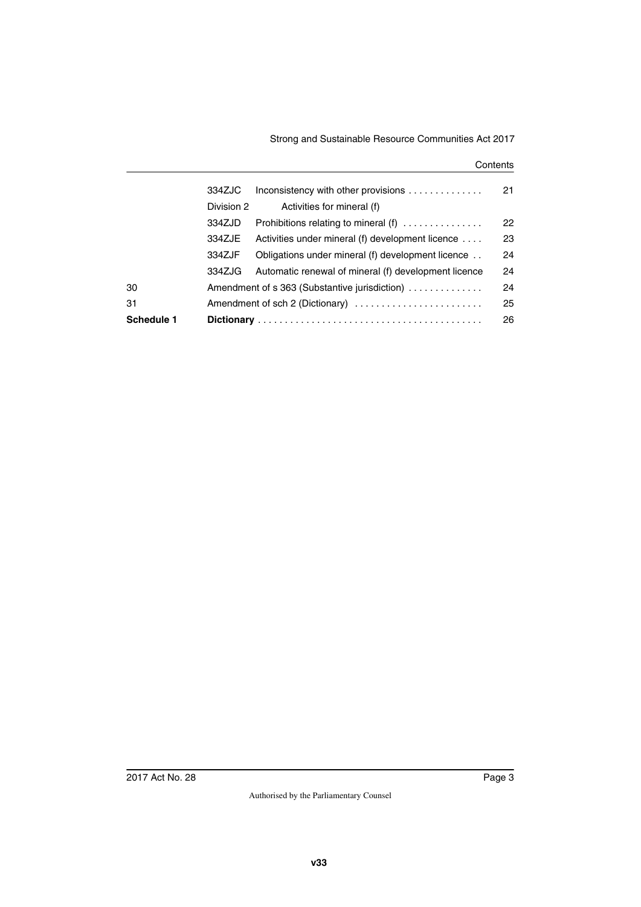| | | | |
|---|---|---|---|
| | 334ZJC | Inconsistency with other provisions | 21 |
| | Division 2 | Activities for mineral (f) | |
| | 334ZJD | Prohibitions relating to mineral (f) | 22 |
| | 334ZJE | Activities under mineral (f) development licence | 23 |
| | 334ZJF | Obligations under mineral (f) development licence | 24 |
| | 334ZJG | Automatic renewal of mineral (f) development licence | 24 |
| 30 | Amendment of s 363 (Substantive jurisdiction) | | 24 |
| 31 | Amendment of sch 2 (Dictionary) | | 25 |
| **Schedule 1** | **Dictionary** | | 26 |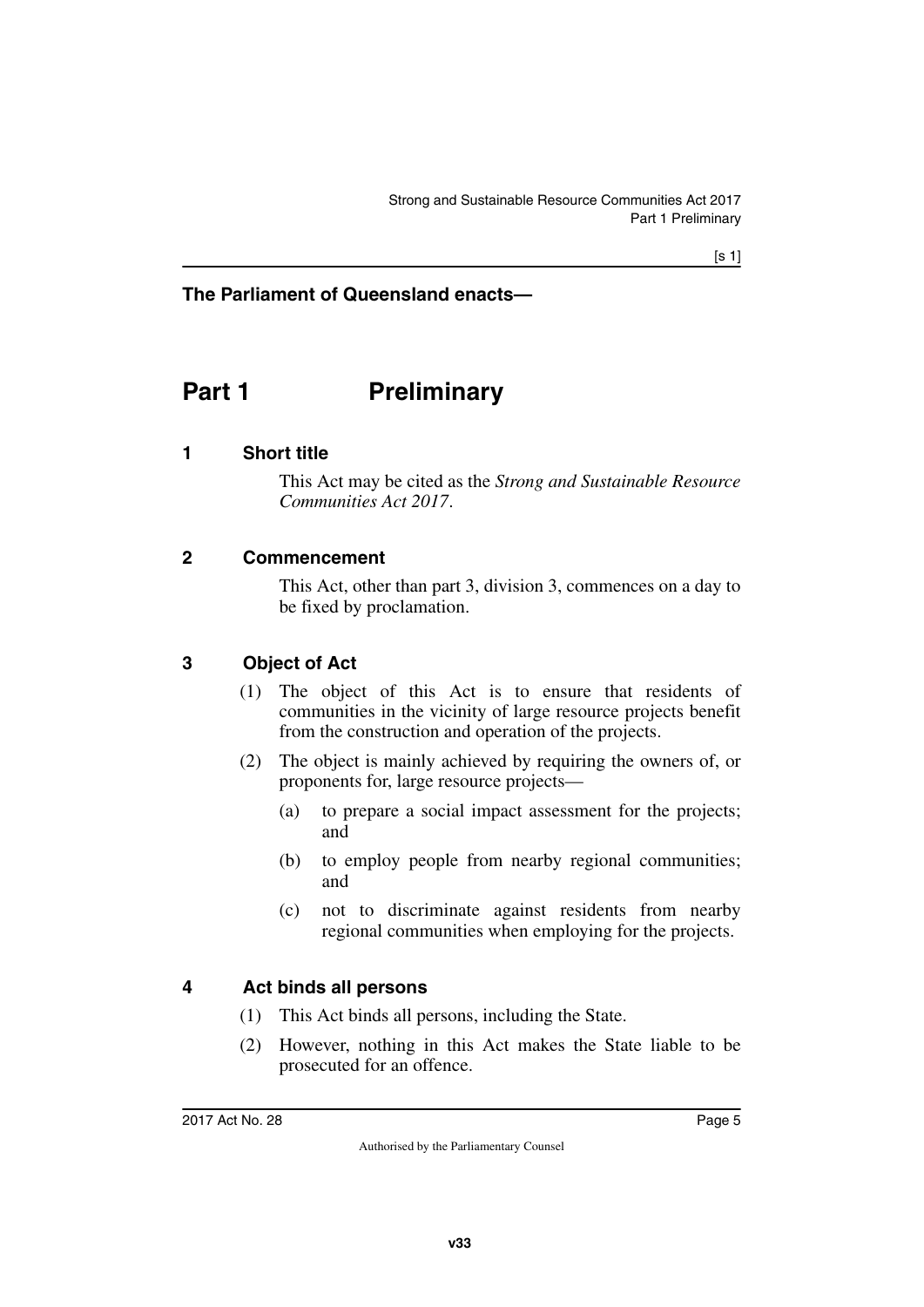**The Parliament of Queensland enacts—**

# Part 1 Preliminary

## 1 Short title

This Act may be cited as the *Strong and Sustainable Resource Communities Act 2017*.

## 2 Commencement

This Act, other than part 3, division 3, commences on a day to be fixed by proclamation.

## 3 Object of Act

(1) The object of this Act is to ensure that residents of communities in the vicinity of large resource projects benefit from the construction and operation of the projects.

(2) The object is mainly achieved by requiring the owners of, or proponents for, large resource projects—

- (a) to prepare a social impact assessment for the projects; and
- (b) to employ people from nearby regional communities; and
- (c) not to discriminate against residents from nearby regional communities when employing for the projects.

## 4 Act binds all persons

(1) This Act binds all persons, including the State.

(2) However, nothing in this Act makes the State liable to be prosecuted for an offence.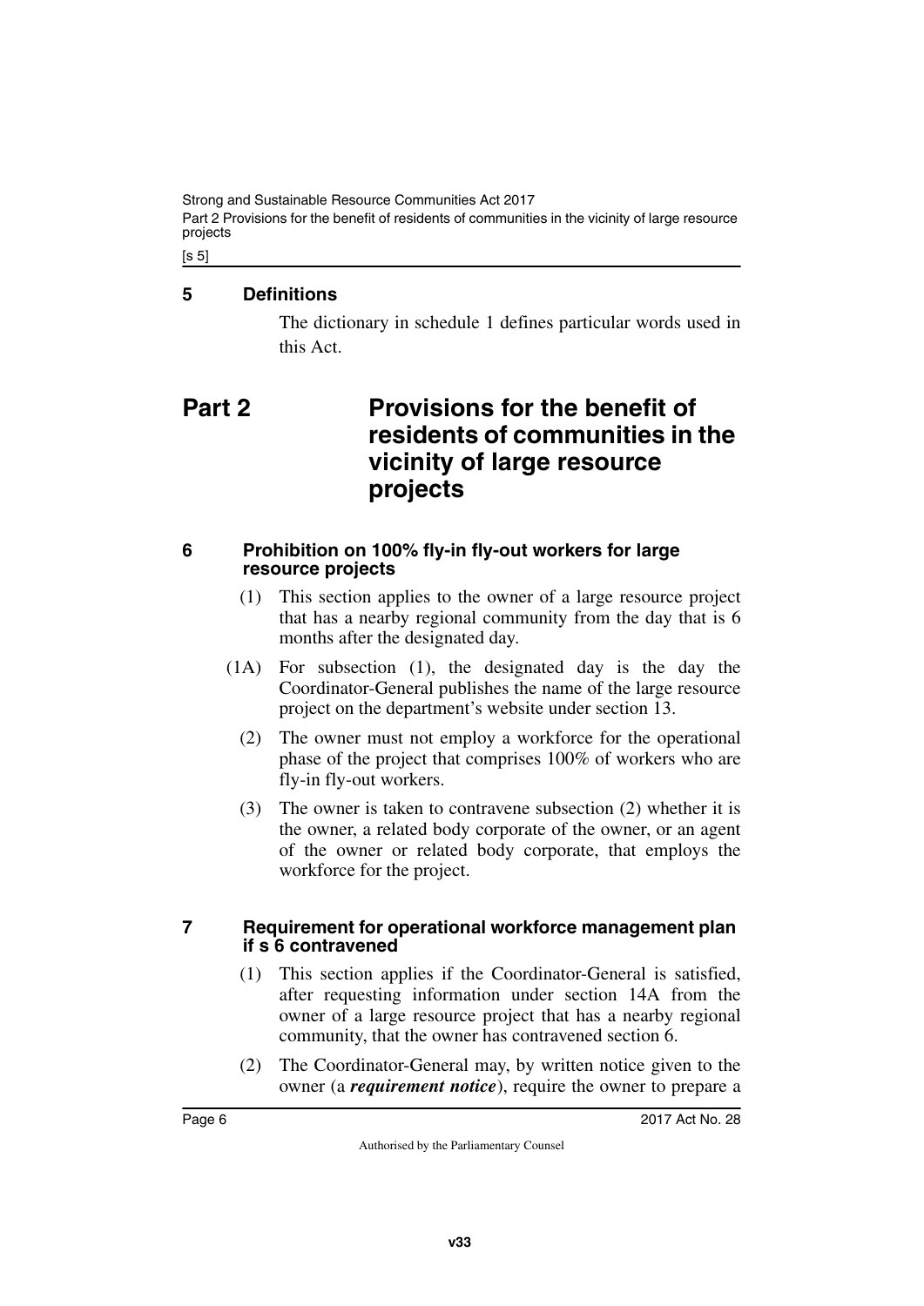## 5 Definitions

The dictionary in schedule 1 defines particular words used in this Act.

# Part 2 Provisions for the benefit of residents of communities in the vicinity of large resource projects

## 6 Prohibition on 100% fly-in fly-out workers for large resource projects

(1) This section applies to the owner of a large resource project that has a nearby regional community from the day that is 6 months after the designated day.

(1A) For subsection (1), the designated day is the day the Coordinator-General publishes the name of the large resource project on the department's website under section 13.

(2) The owner must not employ a workforce for the operational phase of the project that comprises 100% of workers who are fly-in fly-out workers.

(3) The owner is taken to contravene subsection (2) whether it is the owner, a related body corporate of the owner, or an agent of the owner or related body corporate, that employs the workforce for the project.

## 7 Requirement for operational workforce management plan if s 6 contravened

(1) This section applies if the Coordinator-General is satisfied, after requesting information under section 14A from the owner of a large resource project that has a nearby regional community, that the owner has contravened section 6.

(2) The Coordinator-General may, by written notice given to the owner (a ***requirement notice***), require the owner to prepare a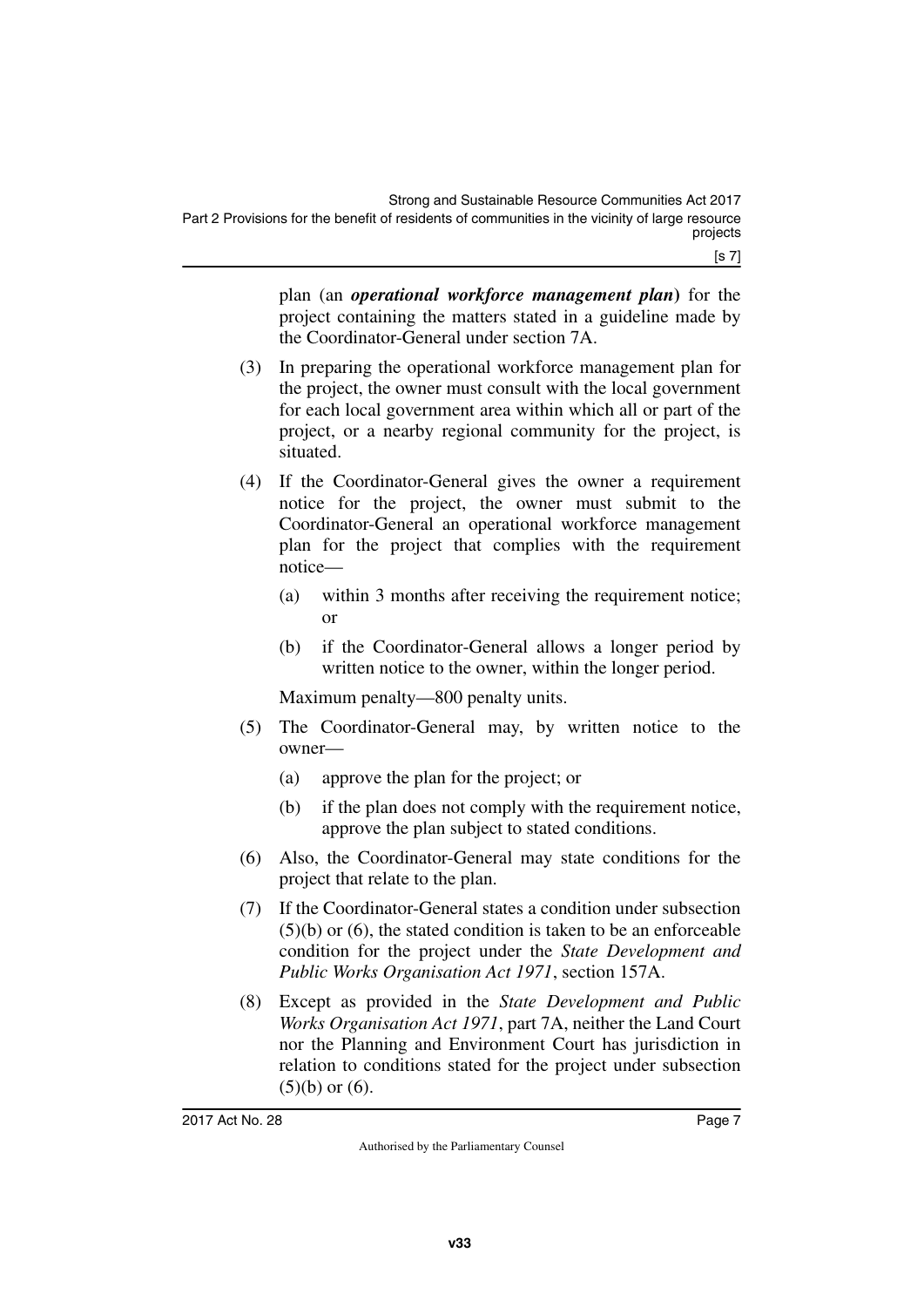plan (an ***operational workforce management plan***) for the project containing the matters stated in a guideline made by the Coordinator-General under section 7A.

(3) In preparing the operational workforce management plan for the project, the owner must consult with the local government for each local government area within which all or part of the project, or a nearby regional community for the project, is situated.

(4) If the Coordinator-General gives the owner a requirement notice for the project, the owner must submit to the Coordinator-General an operational workforce management plan for the project that complies with the requirement notice—

   (a) within 3 months after receiving the requirement notice; or

   (b) if the Coordinator-General allows a longer period by written notice to the owner, within the longer period.

   Maximum penalty—800 penalty units.

(5) The Coordinator-General may, by written notice to the owner—

   (a) approve the plan for the project; or

   (b) if the plan does not comply with the requirement notice, approve the plan subject to stated conditions.

(6) Also, the Coordinator-General may state conditions for the project that relate to the plan.

(7) If the Coordinator-General states a condition under subsection (5)(b) or (6), the stated condition is taken to be an enforceable condition for the project under the *State Development and Public Works Organisation Act 1971*, section 157A.

(8) Except as provided in the *State Development and Public Works Organisation Act 1971*, part 7A, neither the Land Court nor the Planning and Environment Court has jurisdiction in relation to conditions stated for the project under subsection (5)(b) or (6).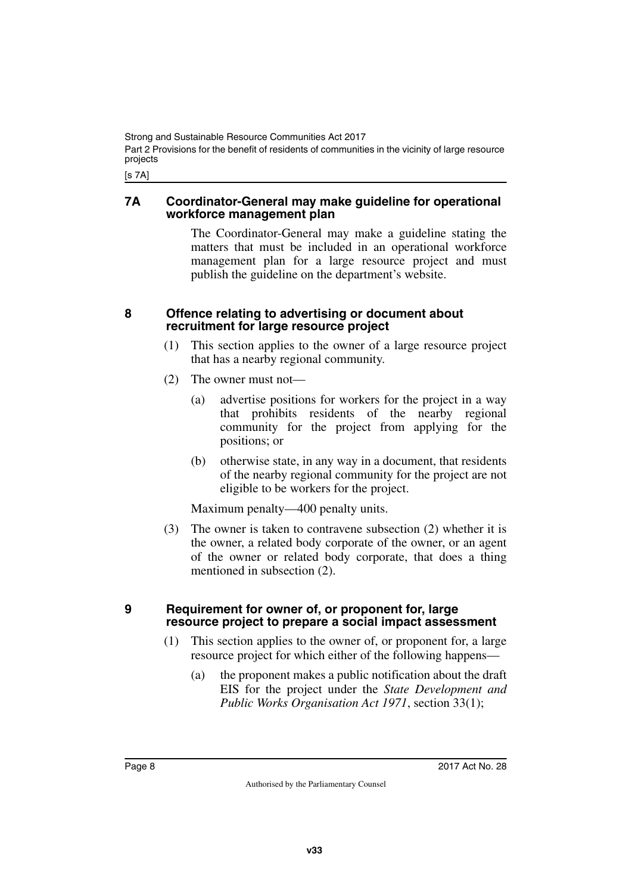### 7A Coordinator-General may make guideline for operational workforce management plan

The Coordinator-General may make a guideline stating the matters that must be included in an operational workforce management plan for a large resource project and must publish the guideline on the department's website.

### 8 Offence relating to advertising or document about recruitment for large resource project

(1) This section applies to the owner of a large resource project that has a nearby regional community.

(2) The owner must not—

(a) advertise positions for workers for the project in a way that prohibits residents of the nearby regional community for the project from applying for the positions; or

(b) otherwise state, in any way in a document, that residents of the nearby regional community for the project are not eligible to be workers for the project.

Maximum penalty—400 penalty units.

(3) The owner is taken to contravene subsection (2) whether it is the owner, a related body corporate of the owner, or an agent of the owner or related body corporate, that does a thing mentioned in subsection (2).

### 9 Requirement for owner of, or proponent for, large resource project to prepare a social impact assessment

(1) This section applies to the owner of, or proponent for, a large resource project for which either of the following happens—

(a) the proponent makes a public notification about the draft EIS for the project under the *State Development and Public Works Organisation Act 1971*, section 33(1);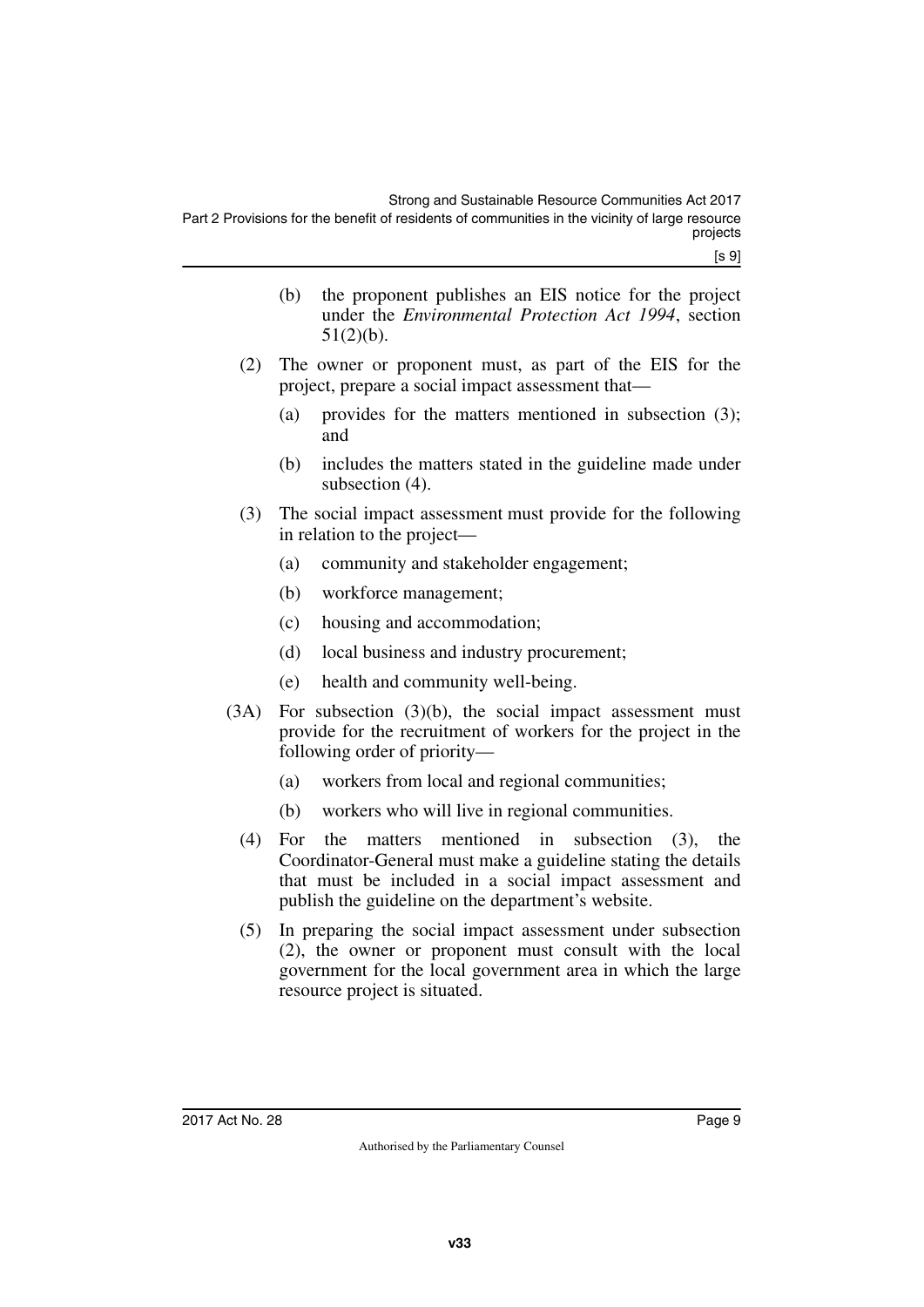(b) the proponent publishes an EIS notice for the project under the *Environmental Protection Act 1994*, section 51(2)(b).

(2) The owner or proponent must, as part of the EIS for the project, prepare a social impact assessment that—

(a) provides for the matters mentioned in subsection (3); and

(b) includes the matters stated in the guideline made under subsection (4).

(3) The social impact assessment must provide for the following in relation to the project—

(a) community and stakeholder engagement;

(b) workforce management;

(c) housing and accommodation;

(d) local business and industry procurement;

(e) health and community well-being.

(3A) For subsection (3)(b), the social impact assessment must provide for the recruitment of workers for the project in the following order of priority—

(a) workers from local and regional communities;

(b) workers who will live in regional communities.

(4) For the matters mentioned in subsection (3), the Coordinator-General must make a guideline stating the details that must be included in a social impact assessment and publish the guideline on the department's website.

(5) In preparing the social impact assessment under subsection (2), the owner or proponent must consult with the local government for the local government area in which the large resource project is situated.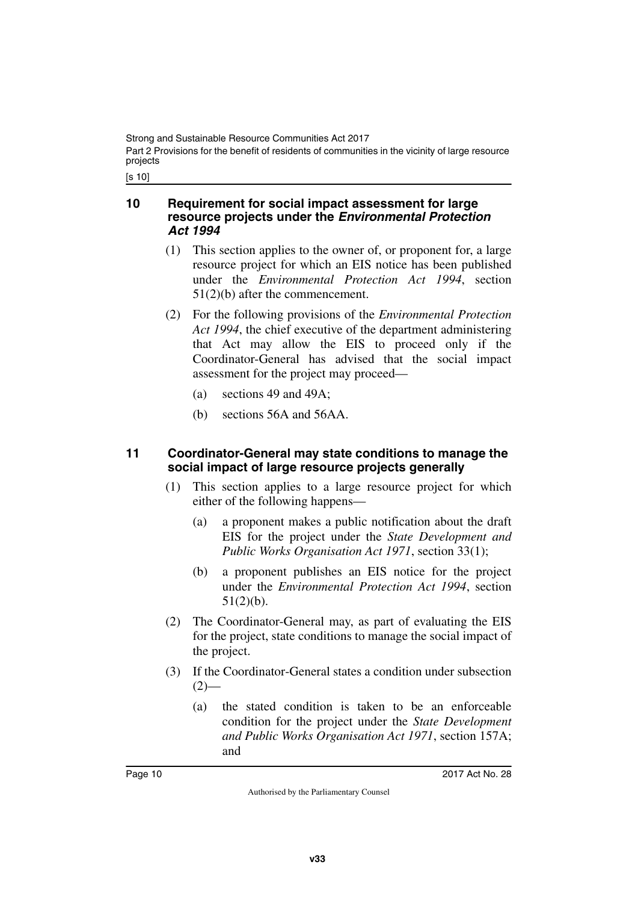### 10 Requirement for social impact assessment for large resource projects under the *Environmental Protection Act 1994*

(1) This section applies to the owner of, or proponent for, a large resource project for which an EIS notice has been published under the *Environmental Protection Act 1994*, section 51(2)(b) after the commencement.

(2) For the following provisions of the *Environmental Protection Act 1994*, the chief executive of the department administering that Act may allow the EIS to proceed only if the Coordinator-General has advised that the social impact assessment for the project may proceed—

(a) sections 49 and 49A;

(b) sections 56A and 56AA.

### 11 Coordinator-General may state conditions to manage the social impact of large resource projects generally

(1) This section applies to a large resource project for which either of the following happens—

(a) a proponent makes a public notification about the draft EIS for the project under the *State Development and Public Works Organisation Act 1971*, section 33(1);

(b) a proponent publishes an EIS notice for the project under the *Environmental Protection Act 1994*, section 51(2)(b).

(2) The Coordinator-General may, as part of evaluating the EIS for the project, state conditions to manage the social impact of the project.

(3) If the Coordinator-General states a condition under subsection (2)—

(a) the stated condition is taken to be an enforceable condition for the project under the *State Development and Public Works Organisation Act 1971*, section 157A; and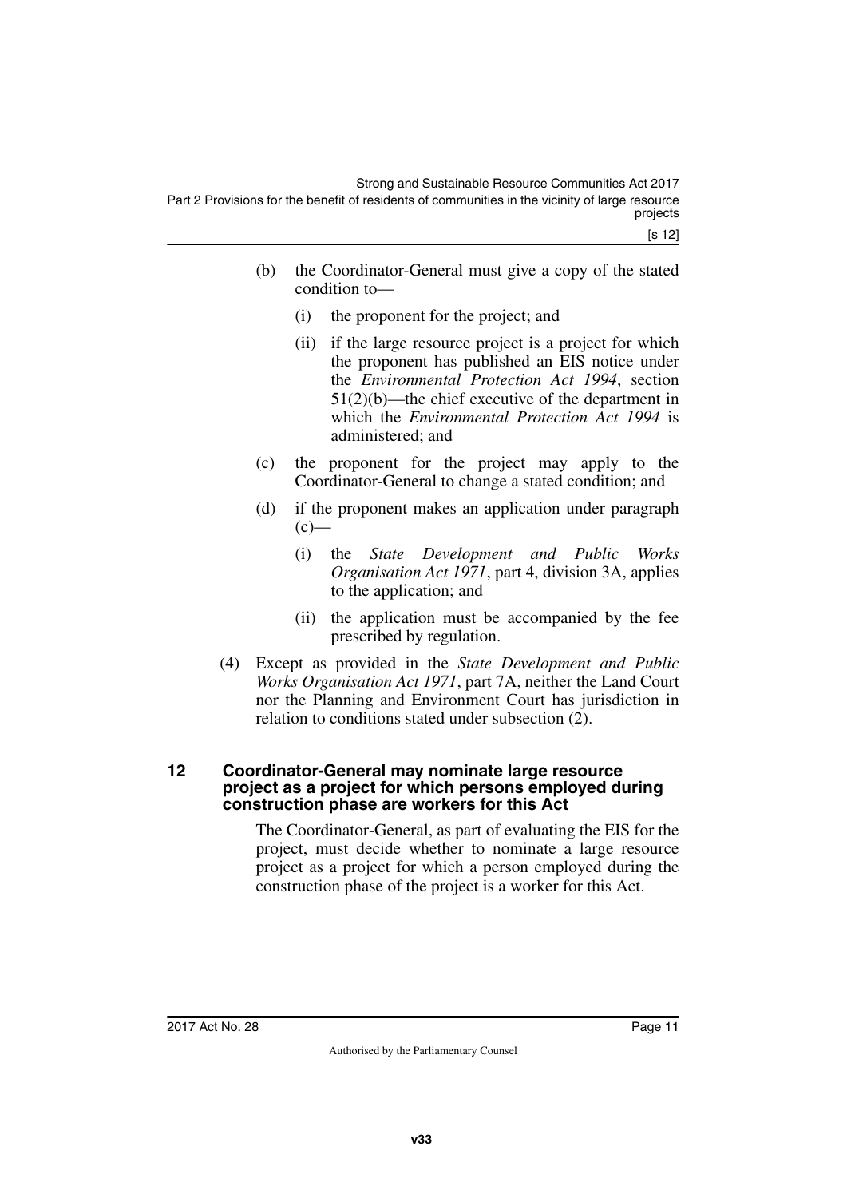(b) the Coordinator-General must give a copy of the stated condition to—

(i) the proponent for the project; and

(ii) if the large resource project is a project for which the proponent has published an EIS notice under the *Environmental Protection Act 1994*, section 51(2)(b)—the chief executive of the department in which the *Environmental Protection Act 1994* is administered; and

(c) the proponent for the project may apply to the Coordinator-General to change a stated condition; and

(d) if the proponent makes an application under paragraph (c)—

(i) the *State Development and Public Works Organisation Act 1971*, part 4, division 3A, applies to the application; and

(ii) the application must be accompanied by the fee prescribed by regulation.

(4) Except as provided in the *State Development and Public Works Organisation Act 1971*, part 7A, neither the Land Court nor the Planning and Environment Court has jurisdiction in relation to conditions stated under subsection (2).

## 12 Coordinator-General may nominate large resource project as a project for which persons employed during construction phase are workers for this Act

The Coordinator-General, as part of evaluating the EIS for the project, must decide whether to nominate a large resource project as a project for which a person employed during the construction phase of the project is a worker for this Act.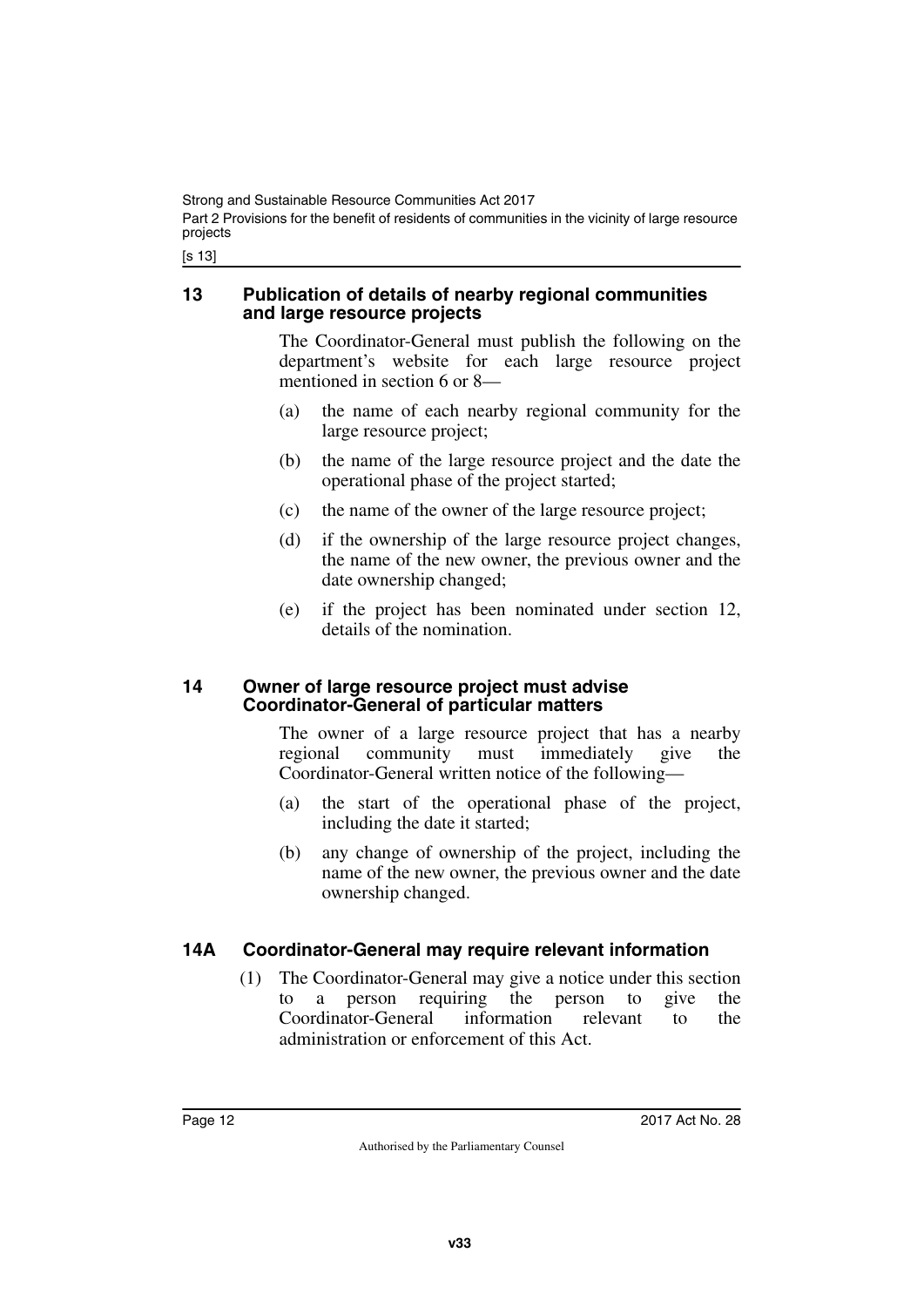## 13 Publication of details of nearby regional communities and large resource projects

The Coordinator-General must publish the following on the department's website for each large resource project mentioned in section 6 or 8—

(a) the name of each nearby regional community for the large resource project;

(b) the name of the large resource project and the date the operational phase of the project started;

(c) the name of the owner of the large resource project;

(d) if the ownership of the large resource project changes, the name of the new owner, the previous owner and the date ownership changed;

(e) if the project has been nominated under section 12, details of the nomination.

## 14 Owner of large resource project must advise Coordinator-General of particular matters

The owner of a large resource project that has a nearby regional community must immediately give the Coordinator-General written notice of the following—

(a) the start of the operational phase of the project, including the date it started;

(b) any change of ownership of the project, including the name of the new owner, the previous owner and the date ownership changed.

## 14A Coordinator-General may require relevant information

(1) The Coordinator-General may give a notice under this section to a person requiring the person to give the Coordinator-General information relevant to the administration or enforcement of this Act.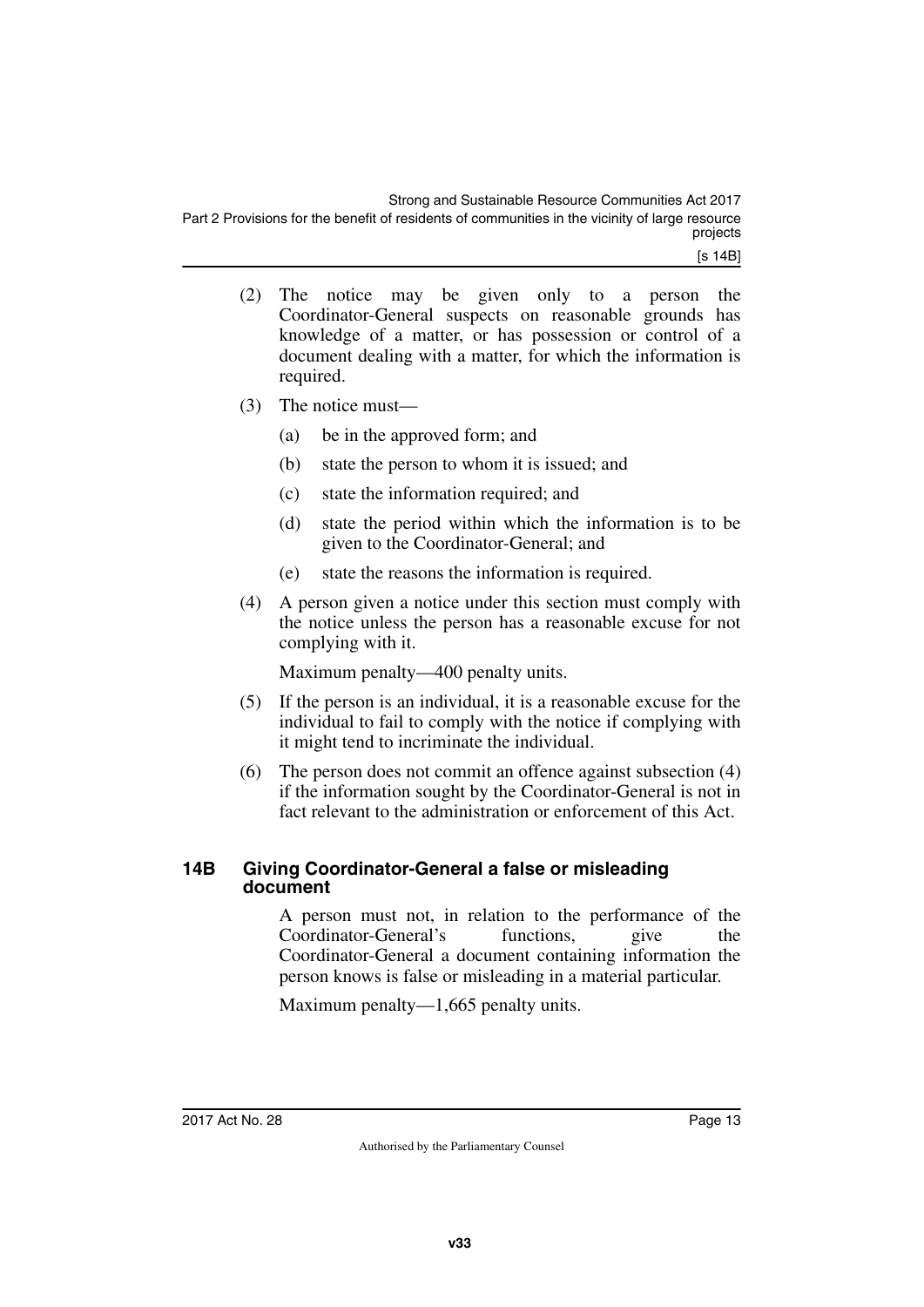(2) The notice may be given only to a person the Coordinator-General suspects on reasonable grounds has knowledge of a matter, or has possession or control of a document dealing with a matter, for which the information is required.

(3) The notice must—

  (a) be in the approved form; and

  (b) state the person to whom it is issued; and

  (c) state the information required; and

  (d) state the period within which the information is to be given to the Coordinator-General; and

  (e) state the reasons the information is required.

(4) A person given a notice under this section must comply with the notice unless the person has a reasonable excuse for not complying with it.

Maximum penalty—400 penalty units.

(5) If the person is an individual, it is a reasonable excuse for the individual to fail to comply with the notice if complying with it might tend to incriminate the individual.

(6) The person does not commit an offence against subsection (4) if the information sought by the Coordinator-General is not in fact relevant to the administration or enforcement of this Act.

### 14B Giving Coordinator-General a false or misleading document

A person must not, in relation to the performance of the Coordinator-General's functions, give the Coordinator-General a document containing information the person knows is false or misleading in a material particular.

Maximum penalty—1,665 penalty units.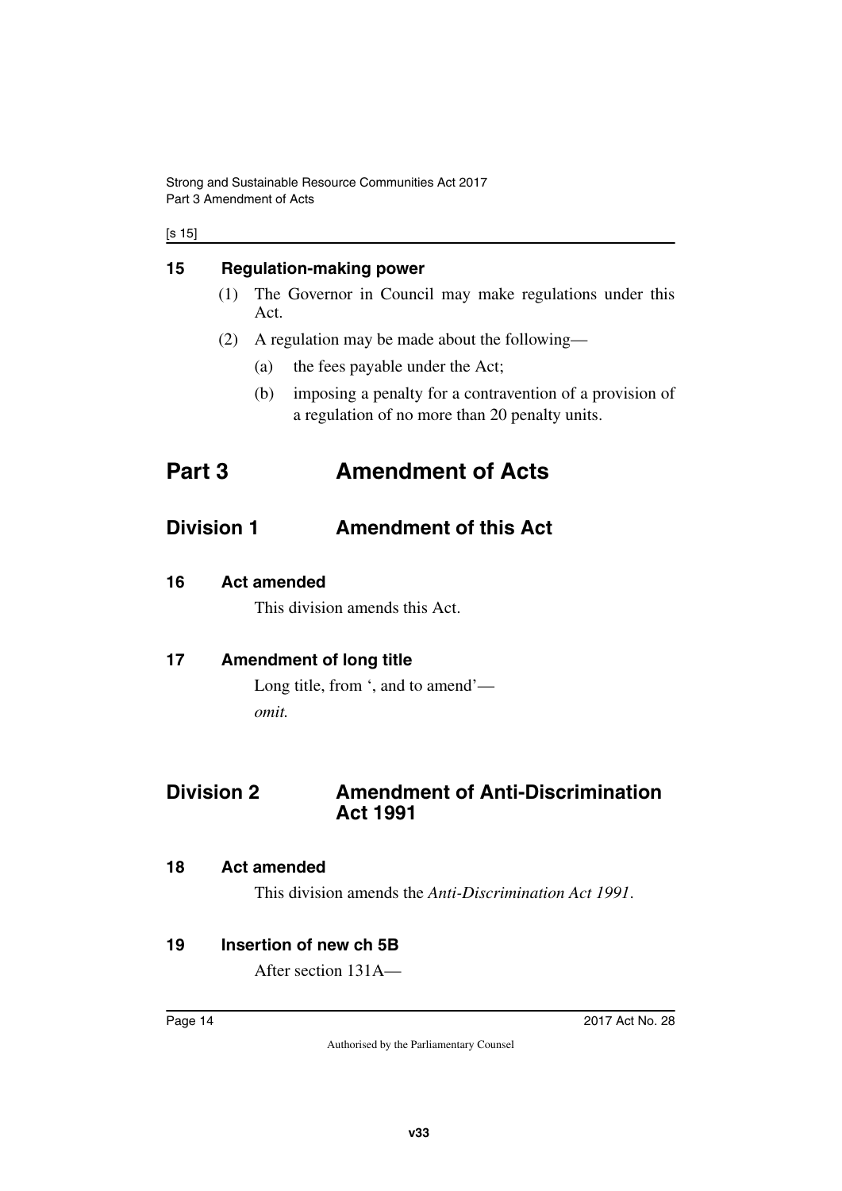**15 Regulation-making power**

(1) The Governor in Council may make regulations under this Act.

(2) A regulation may be made about the following—

(a) the fees payable under the Act;

(b) imposing a penalty for a contravention of a provision of a regulation of no more than 20 penalty units.

# Part 3 Amendment of Acts

## Division 1 Amendment of this Act

**16 Act amended**

This division amends this Act.

**17 Amendment of long title**

Long title, from ', and to amend'—

*omit.*

## Division 2 Amendment of Anti-Discrimination Act 1991

**18 Act amended**

This division amends the *Anti-Discrimination Act 1991*.

**19 Insertion of new ch 5B**

After section 131A—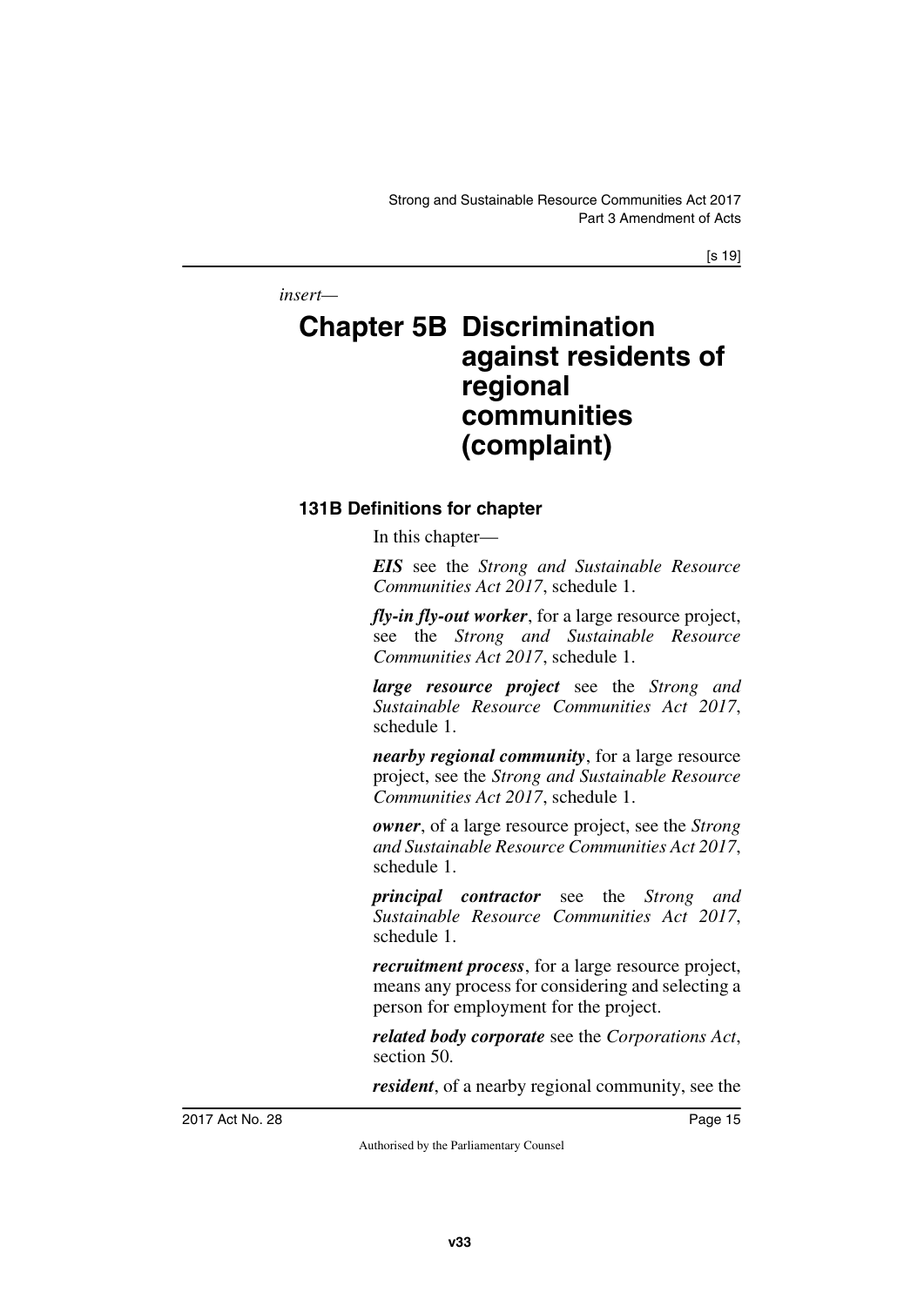*insert—*

# Chapter 5B Discrimination against residents of regional communities (complaint)

### 131B Definitions for chapter

In this chapter—

***EIS*** see the *Strong and Sustainable Resource Communities Act 2017*, schedule 1.

***fly-in fly-out worker***, for a large resource project, see the *Strong and Sustainable Resource Communities Act 2017*, schedule 1.

***large resource project*** see the *Strong and Sustainable Resource Communities Act 2017*, schedule 1.

***nearby regional community***, for a large resource project, see the *Strong and Sustainable Resource Communities Act 2017*, schedule 1.

***owner***, of a large resource project, see the *Strong and Sustainable Resource Communities Act 2017*, schedule 1.

***principal contractor*** see the *Strong and Sustainable Resource Communities Act 2017*, schedule 1.

***recruitment process***, for a large resource project, means any process for considering and selecting a person for employment for the project.

***related body corporate*** see the *Corporations Act*, section 50.

***resident***, of a nearby regional community, see the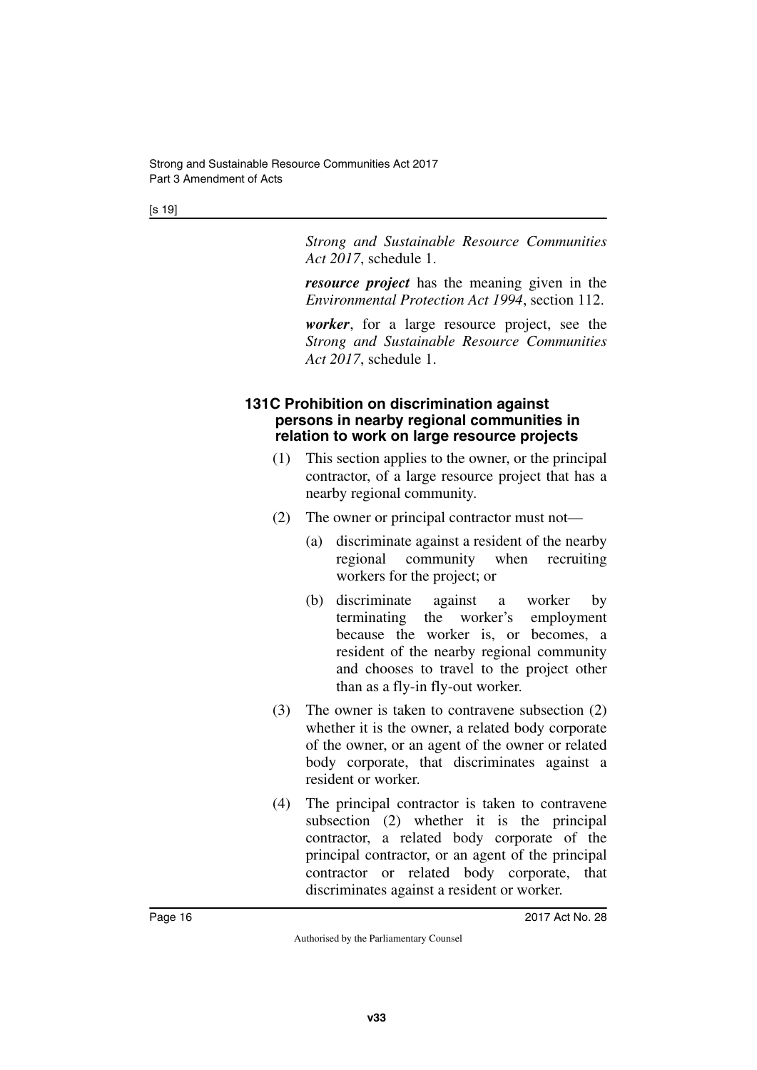*Strong and Sustainable Resource Communities Act 2017*, schedule 1.

***resource project*** has the meaning given in the *Environmental Protection Act 1994*, section 112.

***worker***, for a large resource project, see the *Strong and Sustainable Resource Communities Act 2017*, schedule 1.

### 131C Prohibition on discrimination against persons in nearby regional communities in relation to work on large resource projects

(1) This section applies to the owner, or the principal contractor, of a large resource project that has a nearby regional community.

(2) The owner or principal contractor must not—

(a) discriminate against a resident of the nearby regional community when recruiting workers for the project; or

(b) discriminate against a worker by terminating the worker's employment because the worker is, or becomes, a resident of the nearby regional community and chooses to travel to the project other than as a fly-in fly-out worker.

(3) The owner is taken to contravene subsection (2) whether it is the owner, a related body corporate of the owner, or an agent of the owner or related body corporate, that discriminates against a resident or worker.

(4) The principal contractor is taken to contravene subsection (2) whether it is the principal contractor, a related body corporate of the principal contractor, or an agent of the principal contractor or related body corporate, that discriminates against a resident or worker.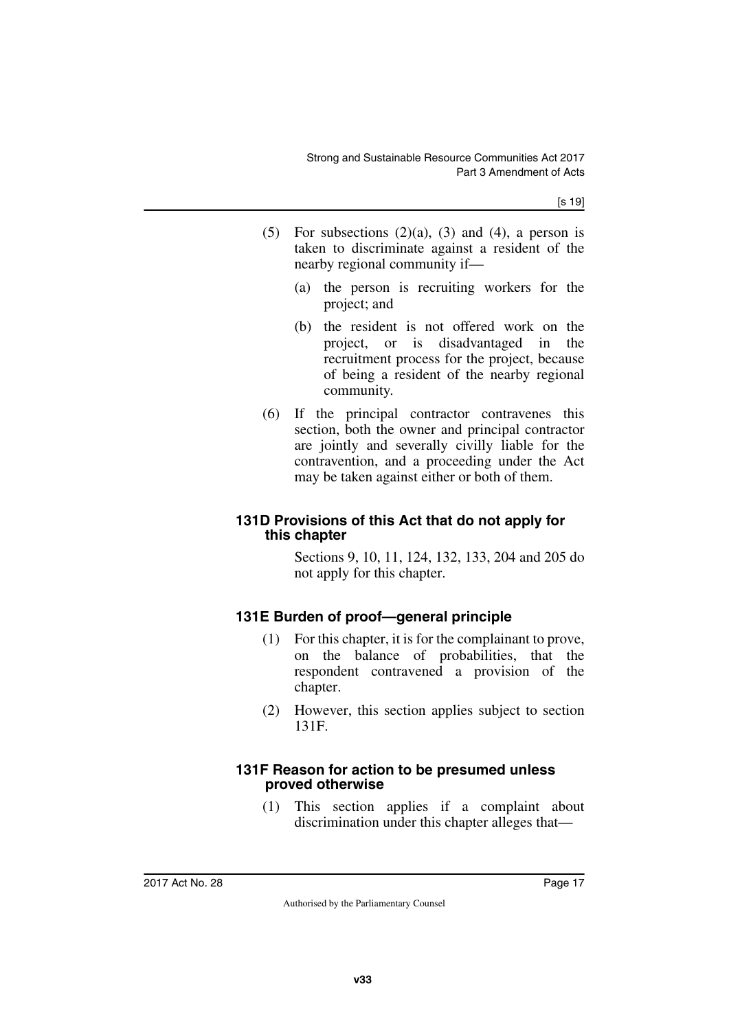(5) For subsections (2)(a), (3) and (4), a person is taken to discriminate against a resident of the nearby regional community if—

(a) the person is recruiting workers for the project; and

(b) the resident is not offered work on the project, or is disadvantaged in the recruitment process for the project, because of being a resident of the nearby regional community.

(6) If the principal contractor contravenes this section, both the owner and principal contractor are jointly and severally civilly liable for the contravention, and a proceeding under the Act may be taken against either or both of them.

#### 131D Provisions of this Act that do not apply for this chapter

Sections 9, 10, 11, 124, 132, 133, 204 and 205 do not apply for this chapter.

#### 131E Burden of proof—general principle

(1) For this chapter, it is for the complainant to prove, on the balance of probabilities, that the respondent contravened a provision of the chapter.

(2) However, this section applies subject to section 131F.

#### 131F Reason for action to be presumed unless proved otherwise

(1) This section applies if a complaint about discrimination under this chapter alleges that—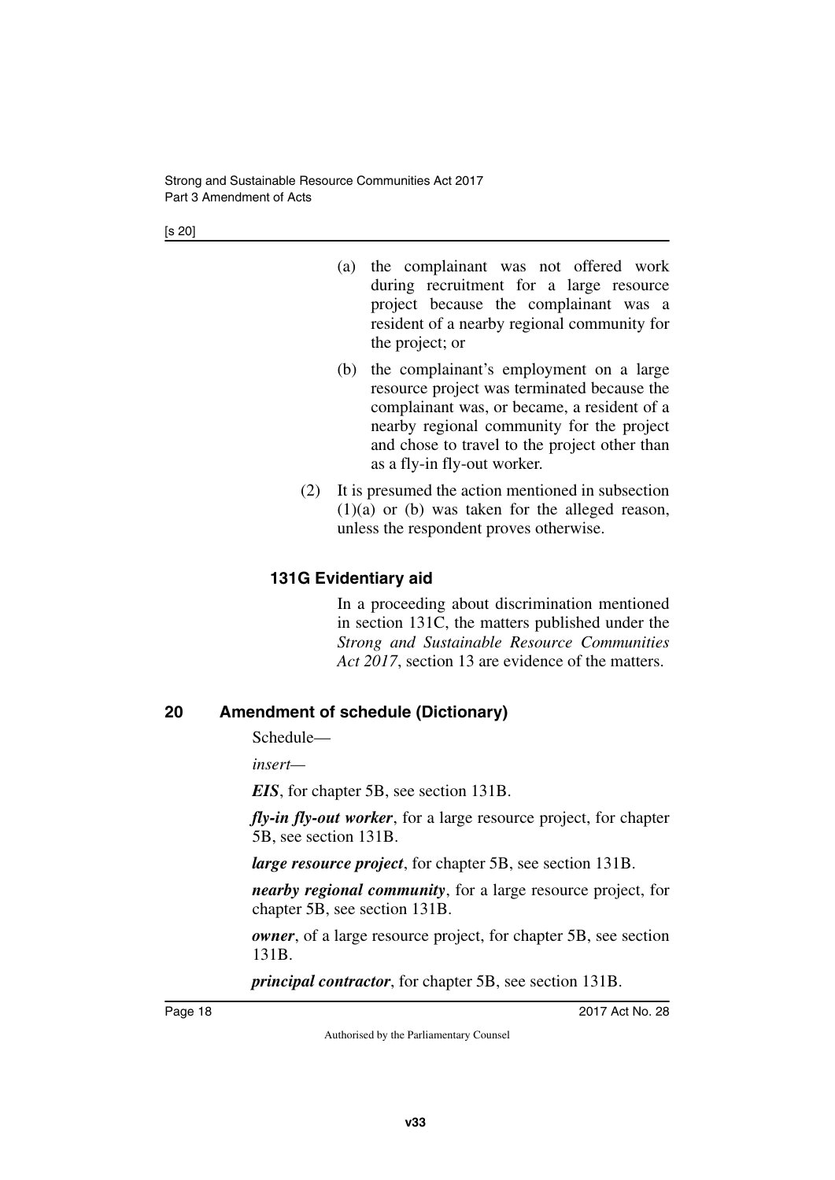(a) the complainant was not offered work during recruitment for a large resource project because the complainant was a resident of a nearby regional community for the project; or

(b) the complainant's employment on a large resource project was terminated because the complainant was, or became, a resident of a nearby regional community for the project and chose to travel to the project other than as a fly-in fly-out worker.

(2) It is presumed the action mentioned in subsection (1)(a) or (b) was taken for the alleged reason, unless the respondent proves otherwise.

### 131G Evidentiary aid

In a proceeding about discrimination mentioned in section 131C, the matters published under the *Strong and Sustainable Resource Communities Act 2017*, section 13 are evidence of the matters.

## 20 Amendment of schedule (Dictionary)

Schedule—

*insert*—

***EIS***, for chapter 5B, see section 131B.

***fly-in fly-out worker***, for a large resource project, for chapter 5B, see section 131B.

***large resource project***, for chapter 5B, see section 131B.

***nearby regional community***, for a large resource project, for chapter 5B, see section 131B.

***owner***, of a large resource project, for chapter 5B, see section 131B.

***principal contractor***, for chapter 5B, see section 131B.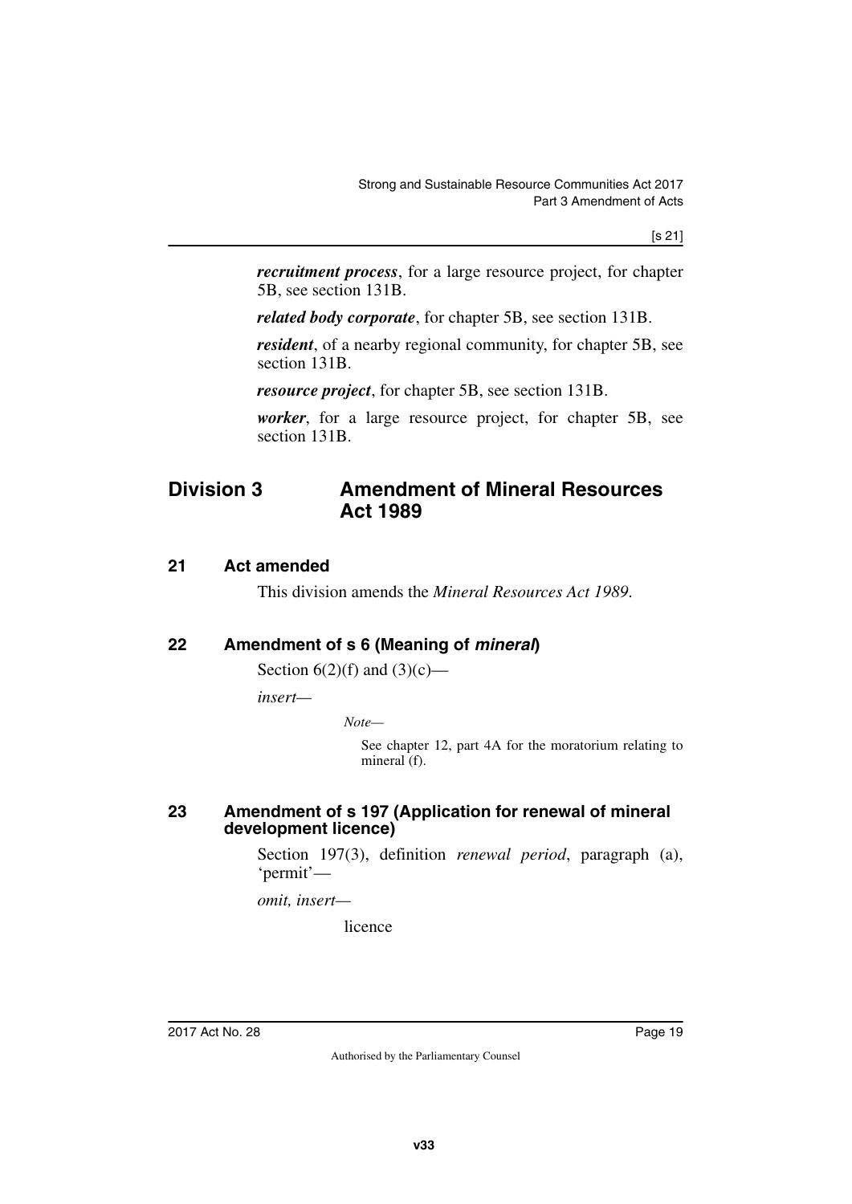***recruitment process***, for a large resource project, for chapter 5B, see section 131B.

***related body corporate***, for chapter 5B, see section 131B.

***resident***, of a nearby regional community, for chapter 5B, see section 131B.

***resource project***, for chapter 5B, see section 131B.

***worker***, for a large resource project, for chapter 5B, see section 131B.

## Division 3 Amendment of Mineral Resources Act 1989

### 21 Act amended

This division amends the *Mineral Resources Act 1989*.

### 22 Amendment of s 6 (Meaning of *mineral*)

Section 6(2)(f) and (3)(c)—

*insert*—

*Note*—

See chapter 12, part 4A for the moratorium relating to mineral (f).

### 23 Amendment of s 197 (Application for renewal of mineral development licence)

Section 197(3), definition *renewal period*, paragraph (a), 'permit'—

*omit, insert*—

licence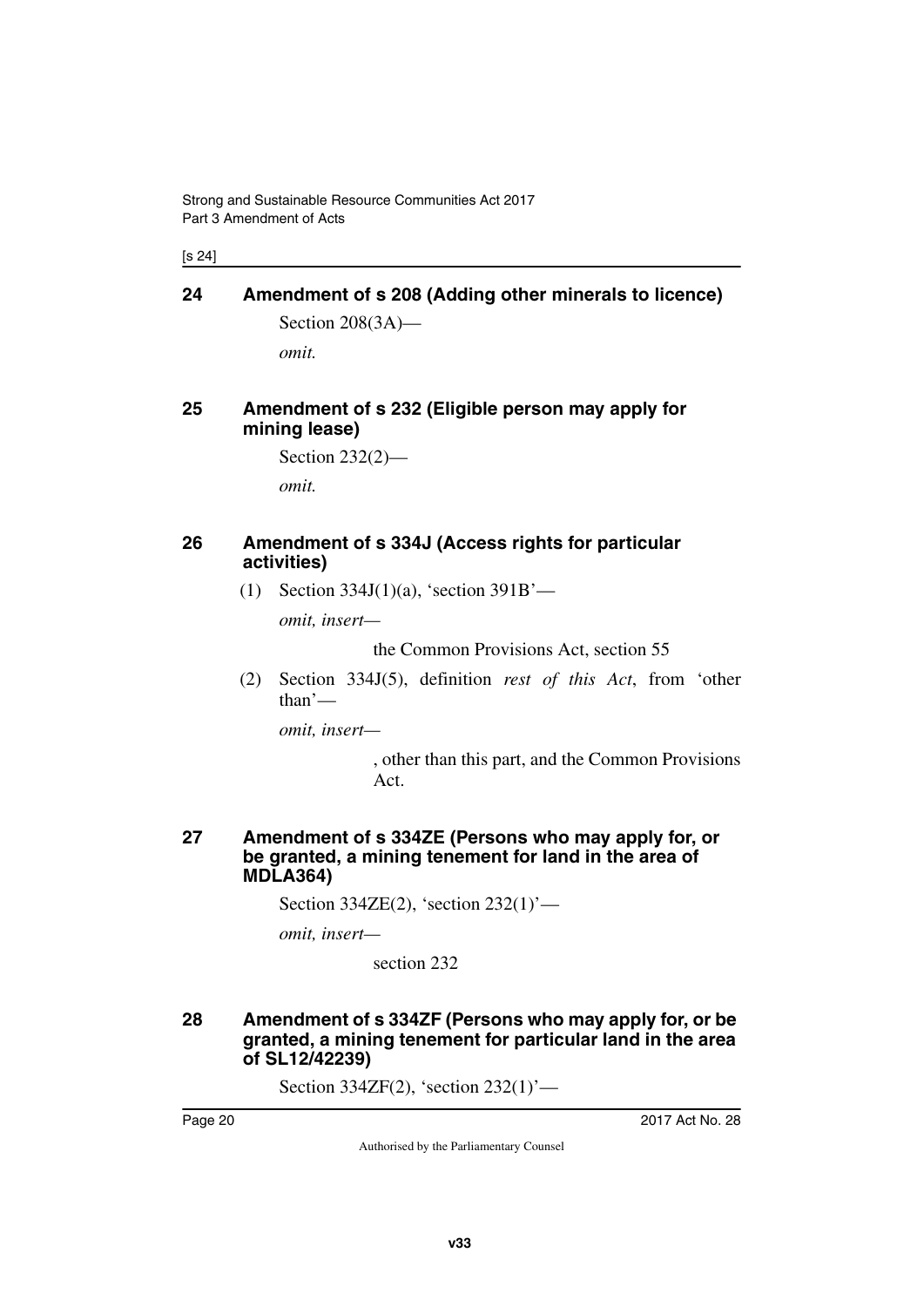## 24 Amendment of s 208 (Adding other minerals to licence)

Section 208(3A)—

*omit.*

## 25 Amendment of s 232 (Eligible person may apply for mining lease)

Section 232(2)—

*omit.*

## 26 Amendment of s 334J (Access rights for particular activities)

(1) Section 334J(1)(a), 'section 391B'—

*omit, insert—*

the Common Provisions Act, section 55

(2) Section 334J(5), definition *rest of this Act*, from 'other than'—

*omit, insert—*

, other than this part, and the Common Provisions Act.

## 27 Amendment of s 334ZE (Persons who may apply for, or be granted, a mining tenement for land in the area of MDLA364)

Section 334ZE(2), 'section 232(1)'—

*omit, insert—*

section 232

## 28 Amendment of s 334ZF (Persons who may apply for, or be granted, a mining tenement for particular land in the area of SL12/42239)

Section 334ZF(2), 'section 232(1)'—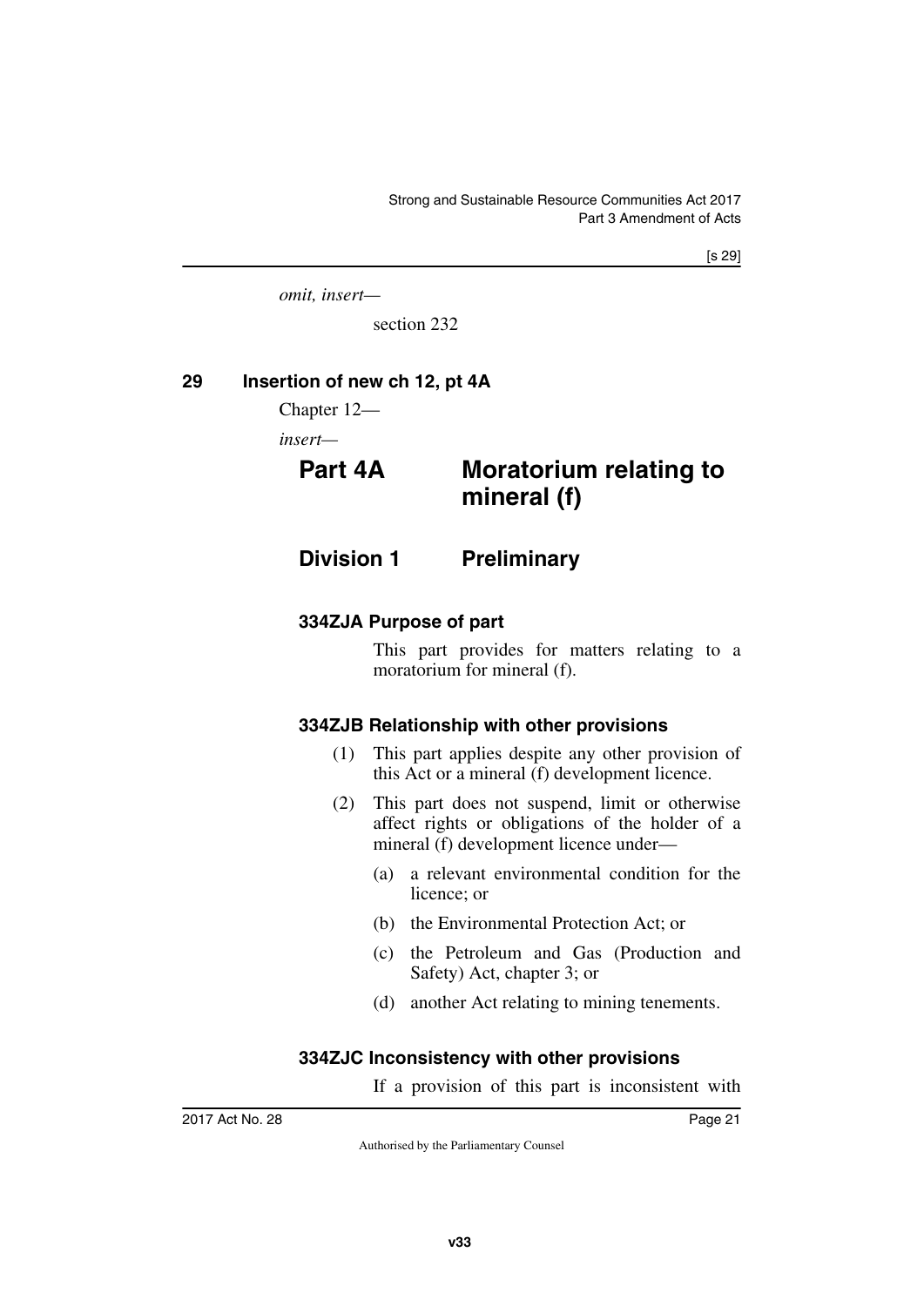*omit, insert—*

section 232

## 29 Insertion of new ch 12, pt 4A

Chapter 12—

*insert—*

# Part 4A Moratorium relating to mineral (f)

## Division 1 Preliminary

### 334ZJA Purpose of part

This part provides for matters relating to a moratorium for mineral (f).

### 334ZJB Relationship with other provisions

(1) This part applies despite any other provision of this Act or a mineral (f) development licence.

(2) This part does not suspend, limit or otherwise affect rights or obligations of the holder of a mineral (f) development licence under—

(a) a relevant environmental condition for the licence; or

(b) the Environmental Protection Act; or

(c) the Petroleum and Gas (Production and Safety) Act, chapter 3; or

(d) another Act relating to mining tenements.

### 334ZJC Inconsistency with other provisions

If a provision of this part is inconsistent with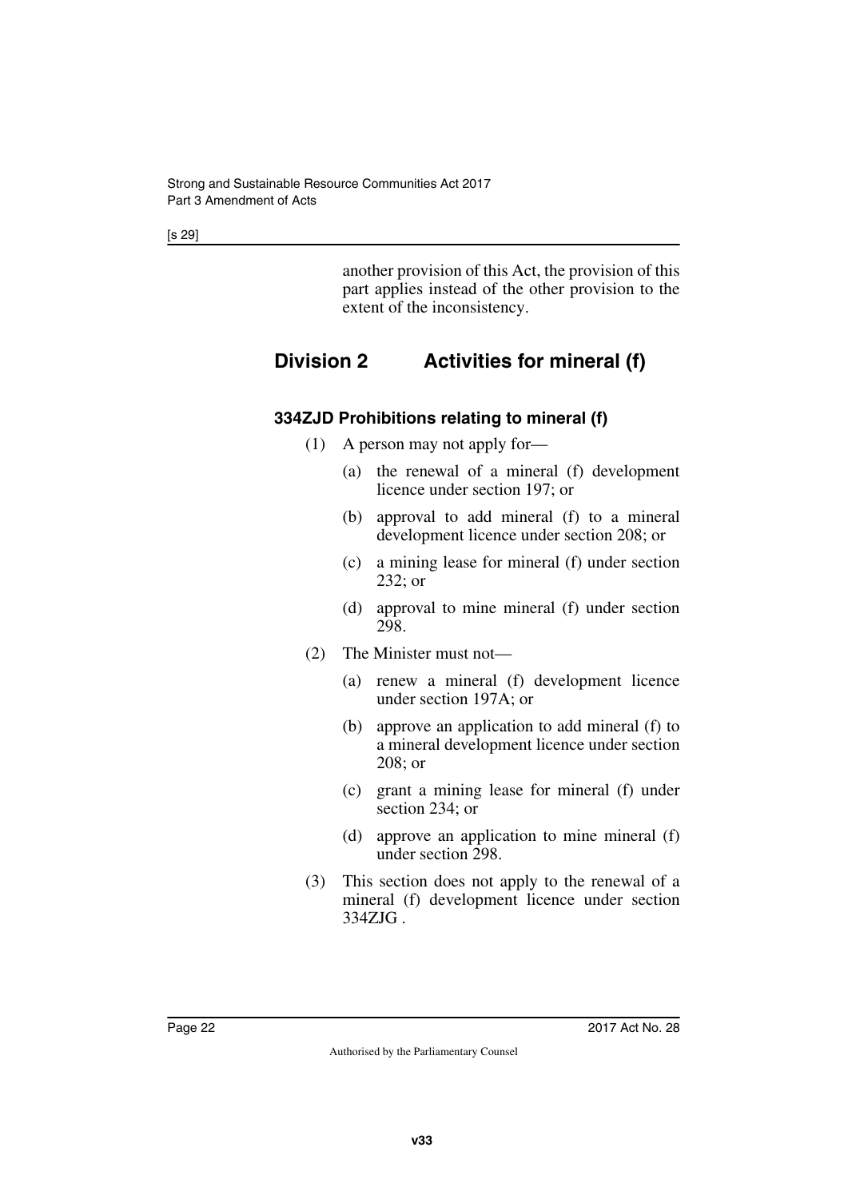another provision of this Act, the provision of this part applies instead of the other provision to the extent of the inconsistency.

## Division 2 Activities for mineral (f)

### 334ZJD Prohibitions relating to mineral (f)

(1) A person may not apply for—

(a) the renewal of a mineral (f) development licence under section 197; or

(b) approval to add mineral (f) to a mineral development licence under section 208; or

(c) a mining lease for mineral (f) under section 232; or

(d) approval to mine mineral (f) under section 298.

(2) The Minister must not—

(a) renew a mineral (f) development licence under section 197A; or

(b) approve an application to add mineral (f) to a mineral development licence under section 208; or

(c) grant a mining lease for mineral (f) under section 234; or

(d) approve an application to mine mineral (f) under section 298.

(3) This section does not apply to the renewal of a mineral (f) development licence under section 334ZJG .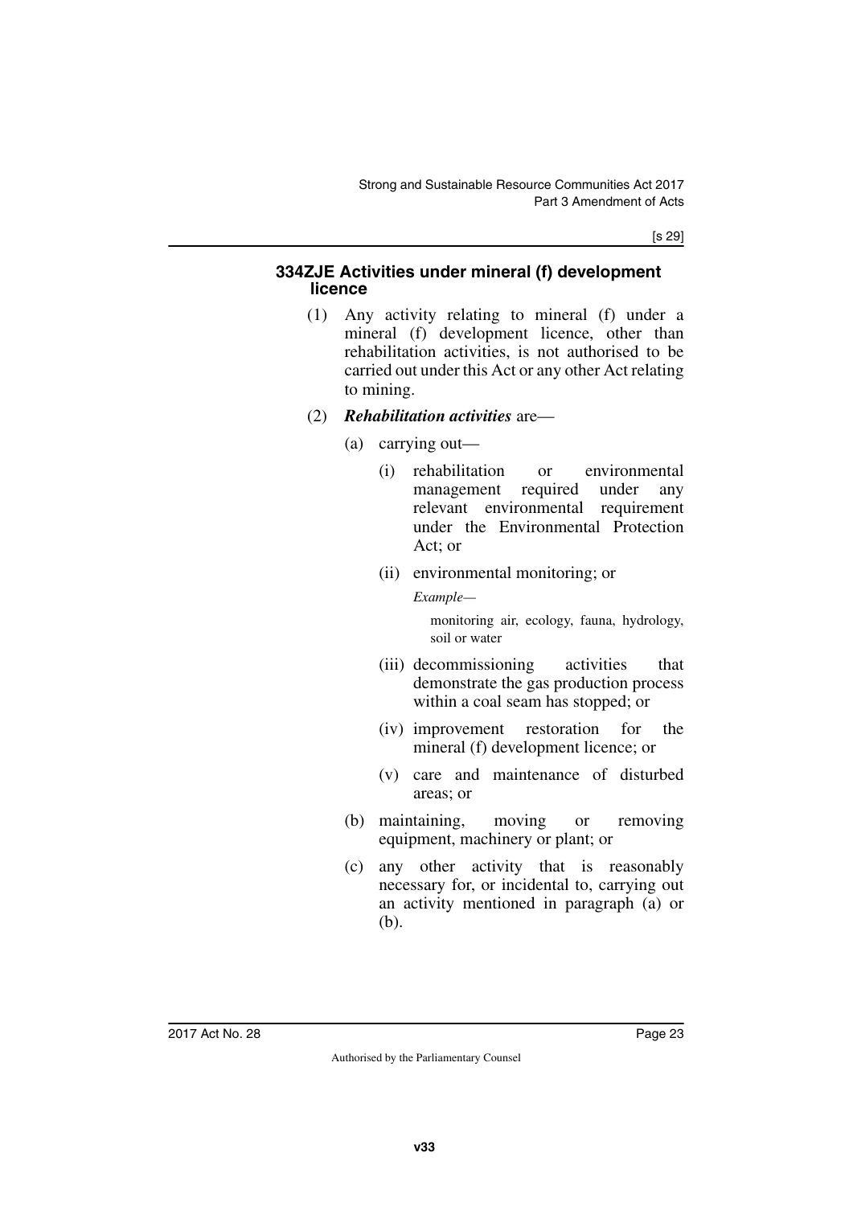#### 334ZJE Activities under mineral (f) development licence

(1) Any activity relating to mineral (f) under a mineral (f) development licence, other than rehabilitation activities, is not authorised to be carried out under this Act or any other Act relating to mining.

(2) ***Rehabilitation activities*** are—

(a) carrying out—

(i) rehabilitation or environmental management required under any relevant environmental requirement under the Environmental Protection Act; or

(ii) environmental monitoring; or

*Example—*

monitoring air, ecology, fauna, hydrology, soil or water

(iii) decommissioning activities that demonstrate the gas production process within a coal seam has stopped; or

(iv) improvement restoration for the mineral (f) development licence; or

(v) care and maintenance of disturbed areas; or

(b) maintaining, moving or removing equipment, machinery or plant; or

(c) any other activity that is reasonably necessary for, or incidental to, carrying out an activity mentioned in paragraph (a) or (b).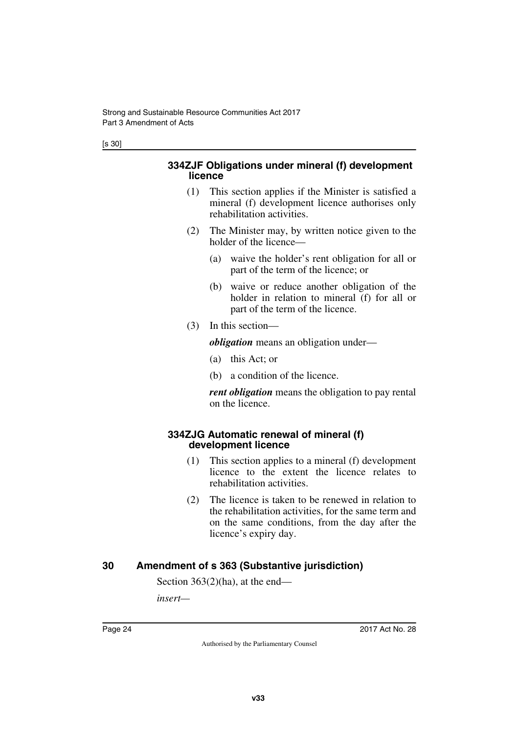#### 334ZJF Obligations under mineral (f) development licence

(1) This section applies if the Minister is satisfied a mineral (f) development licence authorises only rehabilitation activities.

(2) The Minister may, by written notice given to the holder of the licence—

(a) waive the holder's rent obligation for all or part of the term of the licence; or

(b) waive or reduce another obligation of the holder in relation to mineral (f) for all or part of the term of the licence.

(3) In this section—

***obligation*** means an obligation under—

(a) this Act; or

(b) a condition of the licence.

***rent obligation*** means the obligation to pay rental on the licence.

#### 334ZJG Automatic renewal of mineral (f) development licence

(1) This section applies to a mineral (f) development licence to the extent the licence relates to rehabilitation activities.

(2) The licence is taken to be renewed in relation to the rehabilitation activities, for the same term and on the same conditions, from the day after the licence's expiry day.

## 30 Amendment of s 363 (Substantive jurisdiction)

Section 363(2)(ha), at the end—

*insert*—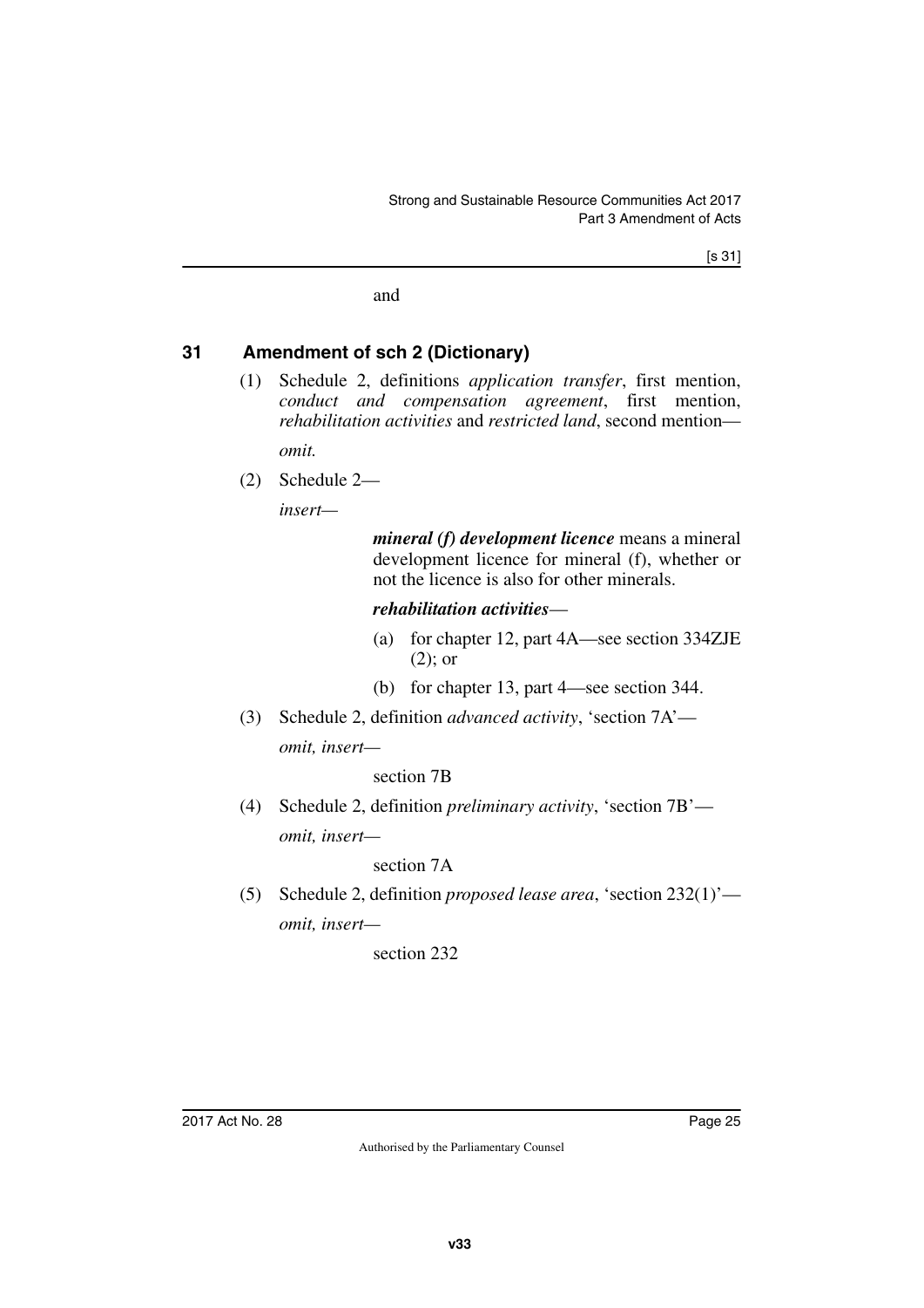and

## 31 Amendment of sch 2 (Dictionary)

(1) Schedule 2, definitions *application transfer*, first mention, *conduct and compensation agreement*, first mention, *rehabilitation activities* and *restricted land*, second mention—

*omit.*

(2) Schedule 2—

*insert—*

***mineral (f) development licence*** means a mineral development licence for mineral (f), whether or not the licence is also for other minerals.

***rehabilitation activities***—

(a) for chapter 12, part 4A—see section 334ZJE (2); or

(b) for chapter 13, part 4—see section 344.

(3) Schedule 2, definition *advanced activity*, 'section 7A'—

*omit, insert—*

section 7B

(4) Schedule 2, definition *preliminary activity*, 'section 7B'—

*omit, insert—*

section 7A

(5) Schedule 2, definition *proposed lease area*, 'section 232(1)'—

*omit, insert—*

section 232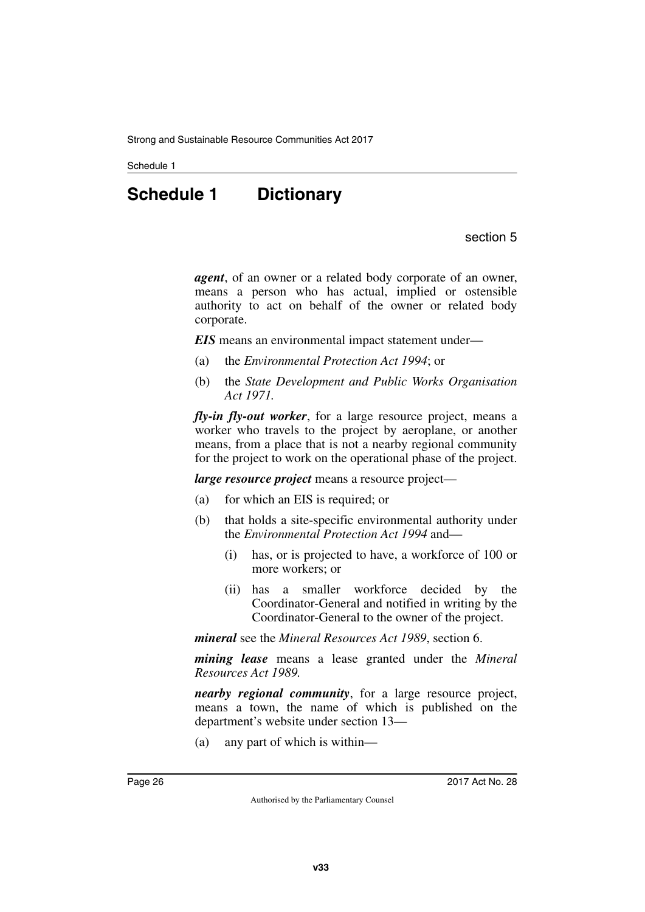# Schedule 1 Dictionary

section 5

***agent***, of an owner or a related body corporate of an owner, means a person who has actual, implied or ostensible authority to act on behalf of the owner or related body corporate.

***EIS*** means an environmental impact statement under—

(a) the *Environmental Protection Act 1994*; or

(b) the *State Development and Public Works Organisation Act 1971*.

***fly-in fly-out worker***, for a large resource project, means a worker who travels to the project by aeroplane, or another means, from a place that is not a nearby regional community for the project to work on the operational phase of the project.

***large resource project*** means a resource project—

(a) for which an EIS is required; or

(b) that holds a site-specific environmental authority under the *Environmental Protection Act 1994* and—

 (i) has, or is projected to have, a workforce of 100 or more workers; or

 (ii) has a smaller workforce decided by the Coordinator-General and notified in writing by the Coordinator-General to the owner of the project.

***mineral*** see the *Mineral Resources Act 1989*, section 6.

***mining lease*** means a lease granted under the *Mineral Resources Act 1989*.

***nearby regional community***, for a large resource project, means a town, the name of which is published on the department's website under section 13—

(a) any part of which is within—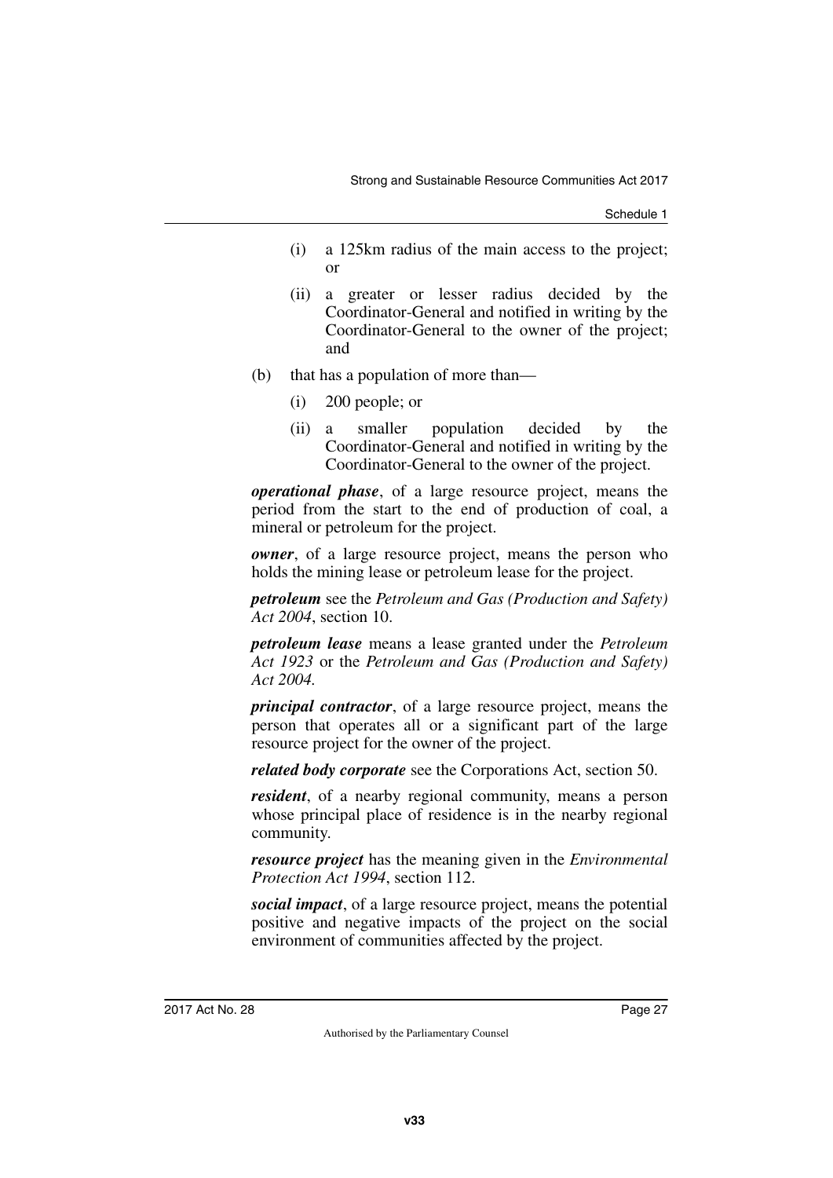(i) a 125km radius of the main access to the project; or

(ii) a greater or lesser radius decided by the Coordinator-General and notified in writing by the Coordinator-General to the owner of the project; and

(b) that has a population of more than—

(i) 200 people; or

(ii) a smaller population decided by the Coordinator-General and notified in writing by the Coordinator-General to the owner of the project.

***operational phase***, of a large resource project, means the period from the start to the end of production of coal, a mineral or petroleum for the project.

***owner***, of a large resource project, means the person who holds the mining lease or petroleum lease for the project.

***petroleum*** see the *Petroleum and Gas (Production and Safety) Act 2004*, section 10.

***petroleum lease*** means a lease granted under the *Petroleum Act 1923* or the *Petroleum and Gas (Production and Safety) Act 2004.*

***principal contractor***, of a large resource project, means the person that operates all or a significant part of the large resource project for the owner of the project.

***related body corporate*** see the Corporations Act, section 50.

***resident***, of a nearby regional community, means a person whose principal place of residence is in the nearby regional community.

***resource project*** has the meaning given in the *Environmental Protection Act 1994*, section 112.

***social impact***, of a large resource project, means the potential positive and negative impacts of the project on the social environment of communities affected by the project.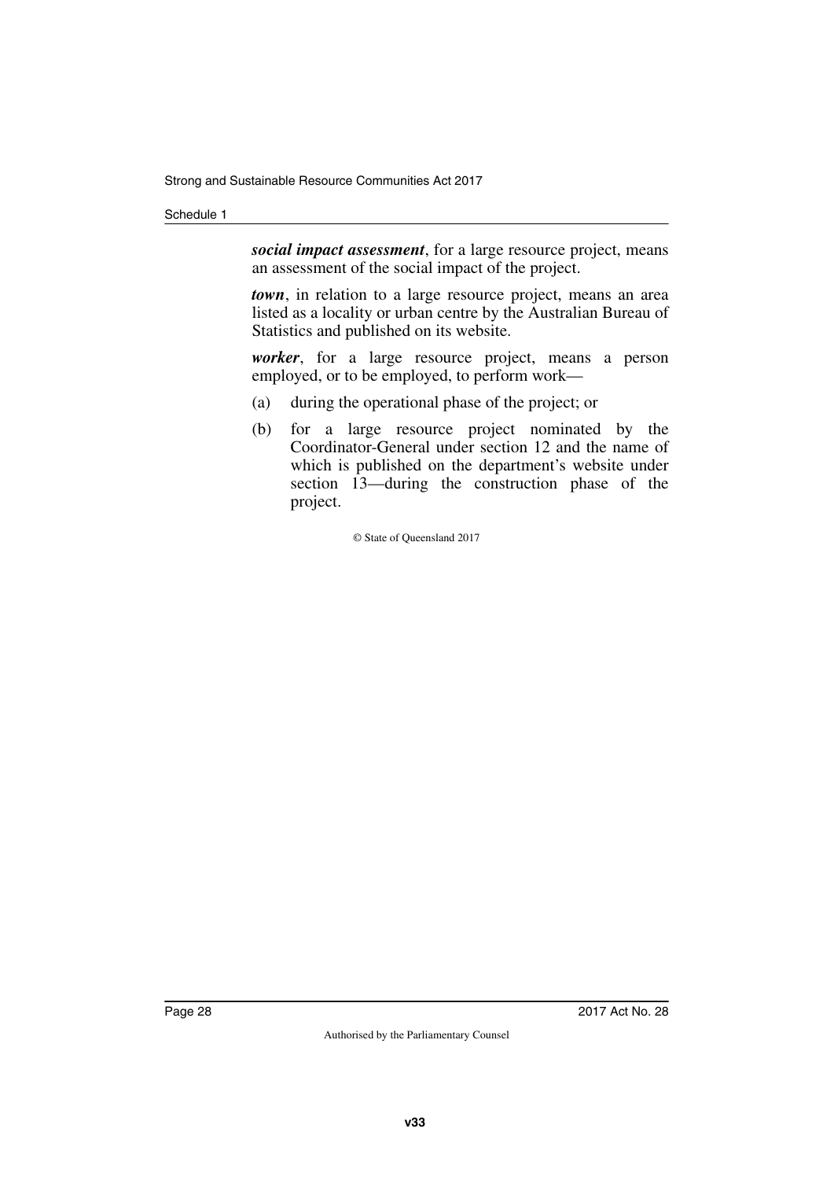***social impact assessment***, for a large resource project, means an assessment of the social impact of the project.

***town***, in relation to a large resource project, means an area listed as a locality or urban centre by the Australian Bureau of Statistics and published on its website.

***worker***, for a large resource project, means a person employed, or to be employed, to perform work—

(a) during the operational phase of the project; or

(b) for a large resource project nominated by the Coordinator-General under section 12 and the name of which is published on the department's website under section 13—during the construction phase of the project.

© State of Queensland 2017